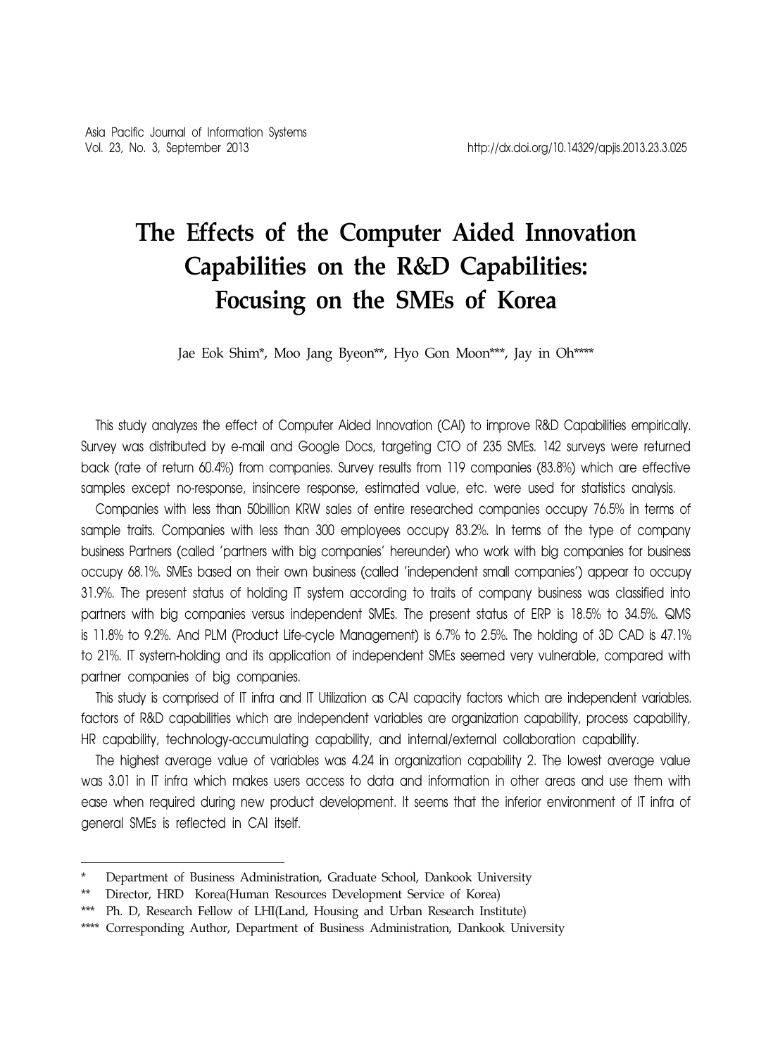# The Effects of the Computer Aided Innovation Capabilities on the R&D Capabilities: Focusing on the SMEs of Korea

Jae Eok Shim*, Moo Jang Byeon**, Hyo Gon Moon***, Jay in Oh****

This study analyzes the effect of Computer Aided Innovation (CAI) to improve R&D Capabilities empirically. Survey was distributed by e-mail and Google Docs, targeting CTO of 235 SMEs. 142 surveys were returned back (rate of return 60.4%) from companies. Survey results from 119 companies (83.8%) which are effective samples except no-response, insincere response, estimated value, etc. were used for statistics analysis.

Companies with less than 50billion KRW sales of entire researched companies occupy 76.5% in terms of sample traits. Companies with less than 300 employees occupy 83.2%. In terms of the type of company business Partners (called 'partners with big companies' hereunder) who work with big companies for business occupy 68.1%. SMEs based on their own business (called 'independent small companies') appear to occupy 31.9%. The present status of holding IT system according to traits of company business was classified into partners with big companies versus independent SMEs. The present status of ERP is 18.5% to 34.5%. QMS is 11.8% to 9.2%. And PLM (Product Life-cycle Management) is 6.7% to 2.5%. The holding of 3D CAD is 47.1% to 21%. IT system-holding and its application of independent SMEs seemed very vulnerable, compared with partner companies of big companies.

This study is comprised of IT infra and IT Utilization as CAI capacity factors which are independent variables. factors of R&D capabilities which are independent variables are organization capability, process capability, HR capability, technology-accumulating capability, and internal/external collaboration capability.

The highest average value of variables was 4.24 in organization capability 2. The lowest average value was 3.01 in IT infra which makes users access to data and information in other areas and use them with ease when required during new product development. It seems that the inferior environment of IT infra of general SMEs is reflected in CAI itself.

---

\* Department of Business Administration, Graduate School, Dankook University

\*\* Director, HRD Korea(Human Resources Development Service of Korea)

\*\*\* Ph. D, Research Fellow of LHI(Land, Housing and Urban Research Institute)

\*\*\*\* Corresponding Author, Department of Business Administration, Dankook University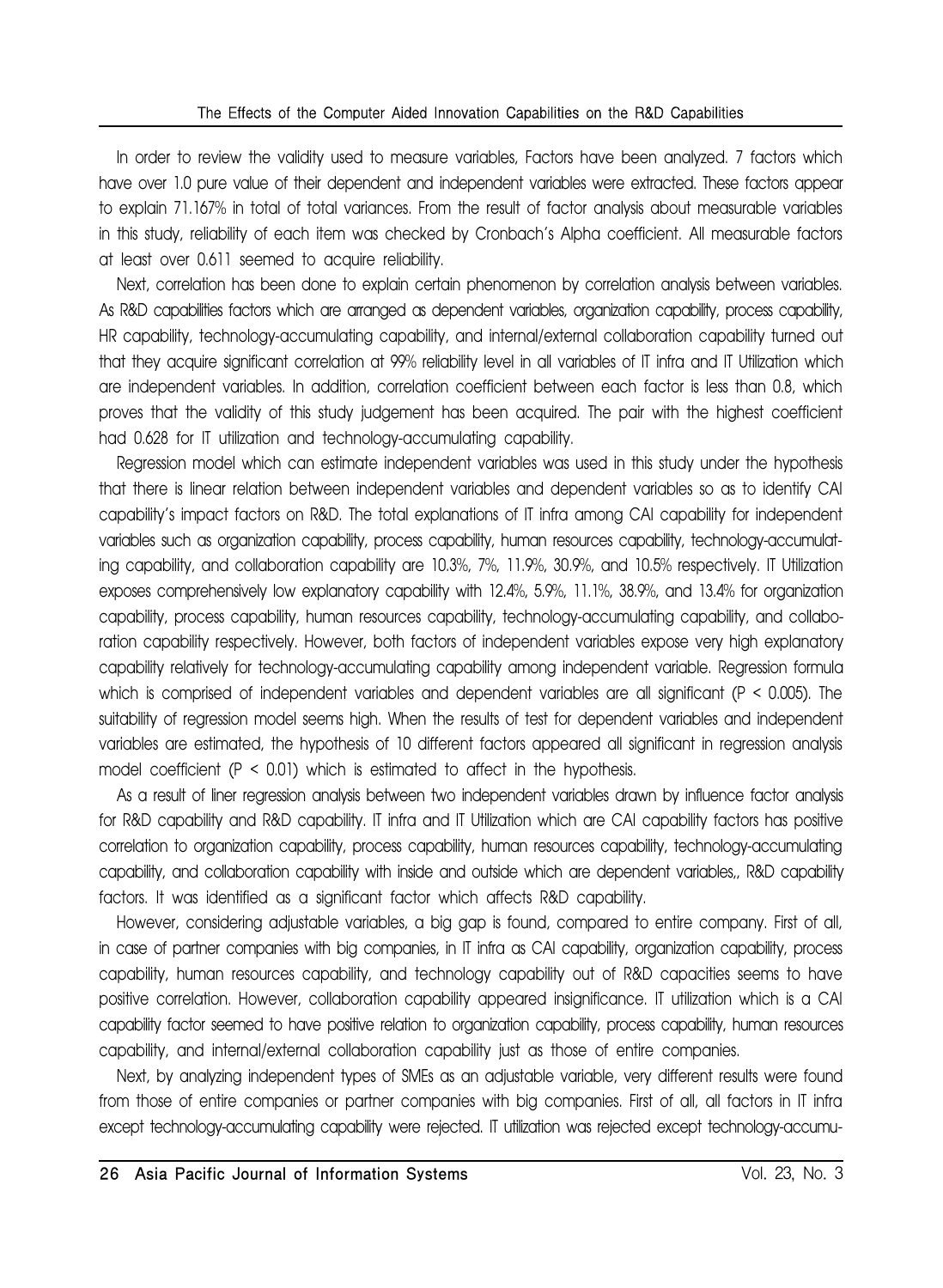In order to review the validity used to measure variables, Factors have been analyzed. 7 factors which have over 1.0 pure value of their dependent and independent variables were extracted. These factors appear to explain 71.167% in total of total variances. From the result of factor analysis about measurable variables in this study, reliability of each item was checked by Cronbach's Alpha coefficient. All measurable factors at least over 0.611 seemed to acquire reliability.

Next, correlation has been done to explain certain phenomenon by correlation analysis between variables. As R&D capabilities factors which are arranged as dependent variables, organization capability, process capability, HR capability, technology-accumulating capability, and internal/external collaboration capability turned out that they acquire significant correlation at 99% reliability level in all variables of IT infra and IT Utilization which are independent variables. In addition, correlation coefficient between each factor is less than 0.8, which proves that the validity of this study judgement has been acquired. The pair with the highest coefficient had 0.628 for IT utilization and technology-accumulating capability.

Regression model which can estimate independent variables was used in this study under the hypothesis that there is linear relation between independent variables and dependent variables so as to identify CAI capability's impact factors on R&D. The total explanations of IT infra among CAI capability for independent variables such as organization capability, process capability, human resources capability, technology-accumulating capability, and collaboration capability are 10.3%, 7%, 11.9%, 30.9%, and 10.5% respectively. IT Utilization exposes comprehensively low explanatory capability with 12.4%, 5.9%, 11.1%, 38.9%, and 13.4% for organization capability, process capability, human resources capability, technology-accumulating capability, and collaboration capability respectively. However, both factors of independent variables expose very high explanatory capability relatively for technology-accumulating capability among independent variable. Regression formula which is comprised of independent variables and dependent variables are all significant ($P < 0.005$). The suitability of regression model seems high. When the results of test for dependent variables and independent variables are estimated, the hypothesis of 10 different factors appeared all significant in regression analysis model coefficient ($P < 0.01$) which is estimated to affect in the hypothesis.

As a result of liner regression analysis between two independent variables drawn by influence factor analysis for R&D capability and R&D capability. IT infra and IT Utilization which are CAI capability factors has positive correlation to organization capability, process capability, human resources capability, technology-accumulating capability, and collaboration capability with inside and outside which are dependent variables,, R&D capability factors. It was identified as a significant factor which affects R&D capability.

However, considering adjustable variables, a big gap is found, compared to entire company. First of all, in case of partner companies with big companies, in IT infra as CAI capability, organization capability, process capability, human resources capability, and technology capability out of R&D capacities seems to have positive correlation. However, collaboration capability appeared insignificance. IT utilization which is a CAI capability factor seemed to have positive relation to organization capability, process capability, human resources capability, and internal/external collaboration capability just as those of entire companies.

Next, by analyzing independent types of SMEs as an adjustable variable, very different results were found from those of entire companies or partner companies with big companies. First of all, all factors in IT infra except technology-accumulating capability were rejected. IT utilization was rejected except technology-accumu-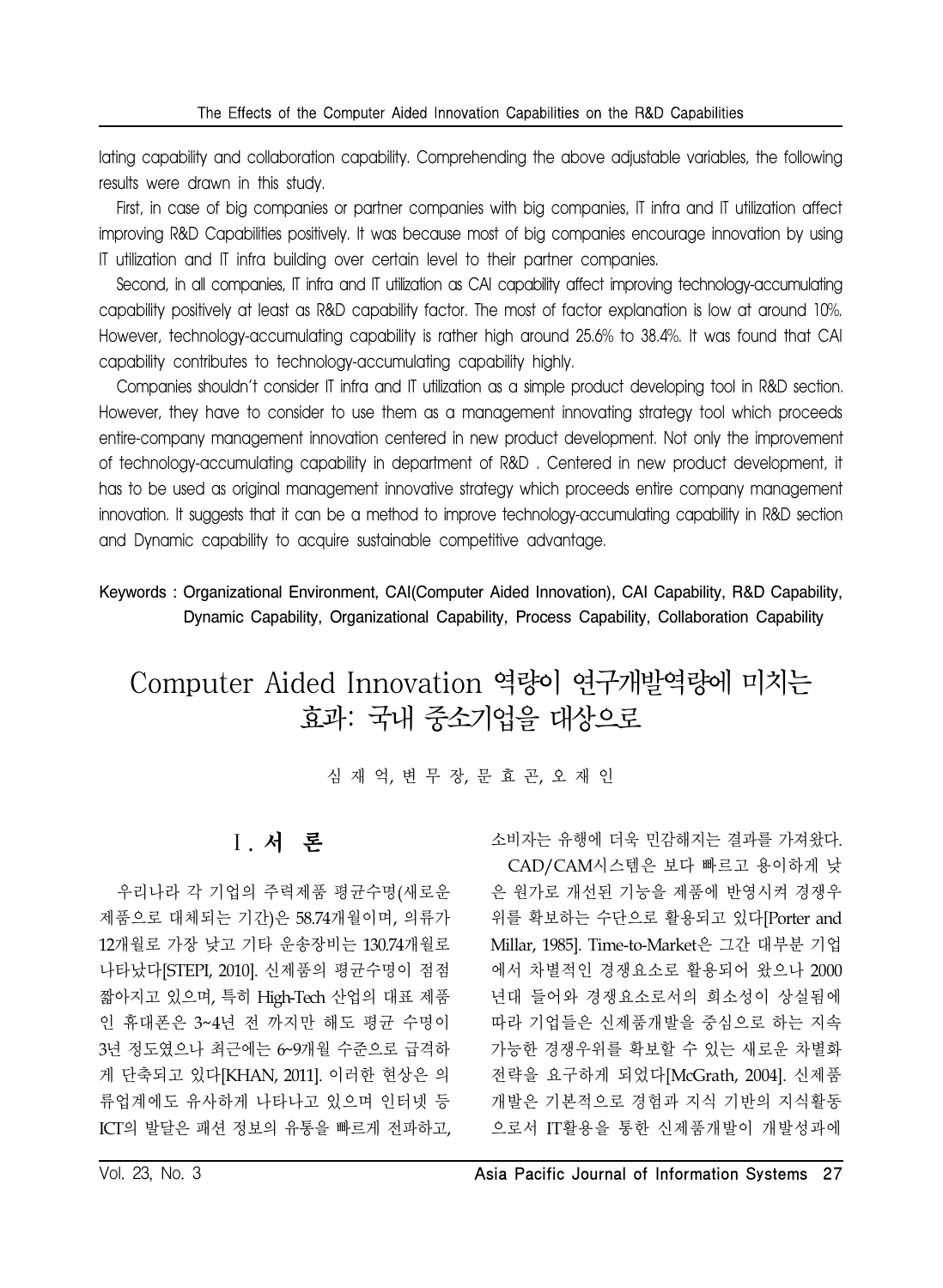lating capability and collaboration capability. Comprehending the above adjustable variables, the following results were drawn in this study.

First, in case of big companies or partner companies with big companies, IT infra and IT utilization affect improving R&D Capabilities positively. It was because most of big companies encourage innovation by using IT utilization and IT infra building over certain level to their partner companies.

Second, in all companies, IT infra and IT utilization as CAI capability affect improving technology-accumulating capability positively at least as R&D capability factor. The most of factor explanation is low at around 10%. However, technology-accumulating capability is rather high around 25.6% to 38.4%. It was found that CAI capability contributes to technology-accumulating capability highly.

Companies shouldn't consider IT infra and IT utilization as a simple product developing tool in R&D section. However, they have to consider to use them as a management innovating strategy tool which proceeds entire-company management innovation centered in new product development. Not only the improvement of technology-accumulating capability in department of R&D . Centered in new product development, it has to be used as original management innovative strategy which proceeds entire company management innovation. It suggests that it can be a method to improve technology-accumulating capability in R&D section and Dynamic capability to acquire sustainable competitive advantage.

**Keywords :** Organizational Environment, CAI(Computer Aided Innovation), CAI Capability, R&D Capability, Dynamic Capability, Organizational Capability, Process Capability, Collaboration Capability

# Computer Aided Innovation 역량이 연구개발역량에 미치는 효과: 국내 중소기업을 대상으로

심 재 억, 변 무 장, 문 효 곤, 오 재 인

## Ⅰ. 서 론

우리나라 각 기업의 주력제품 평균수명(새로운 제품으로 대체되는 기간)은 58.74개월이며, 의류가 12개월로 가장 낮고 기타 운송장비는 130.74개월로 나타났다[STEPI, 2010]. 신제품의 평균수명이 점점 짧아지고 있으며, 특히 High-Tech 산업의 대표 제품인 휴대폰은 3~4년 전 까지만 해도 평균 수명이 3년 정도였으나 최근에는 6~9개월 수준으로 급격하게 단축되고 있다[KHAN, 2011]. 이러한 현상은 의류업계에도 유사하게 나타나고 있으며 인터넷 등 ICT의 발달은 패션 정보의 유통을 빠르게 전파하고, 소비자는 유행에 더욱 민감해지는 결과를 가져왔다.

CAD/CAM시스템은 보다 빠르고 용이하게 낮은 원가로 개선된 기능을 제품에 반영시켜 경쟁우위를 확보하는 수단으로 활용되고 있다[Porter and Millar, 1985]. Time-to-Market은 그간 대부분 기업에서 차별적인 경쟁요소로 활용되어 왔으나 2000년대 들어와 경쟁요소로서의 희소성이 상실됨에 따라 기업들은 신제품개발을 중심으로 하는 지속가능한 경쟁우위를 확보할 수 있는 새로운 차별화 전략을 요구하게 되었다[McGrath, 2004]. 신제품개발은 기본적으로 경험과 지식 기반의 지식활동으로서 IT활용을 통한 신제품개발이 개발성과에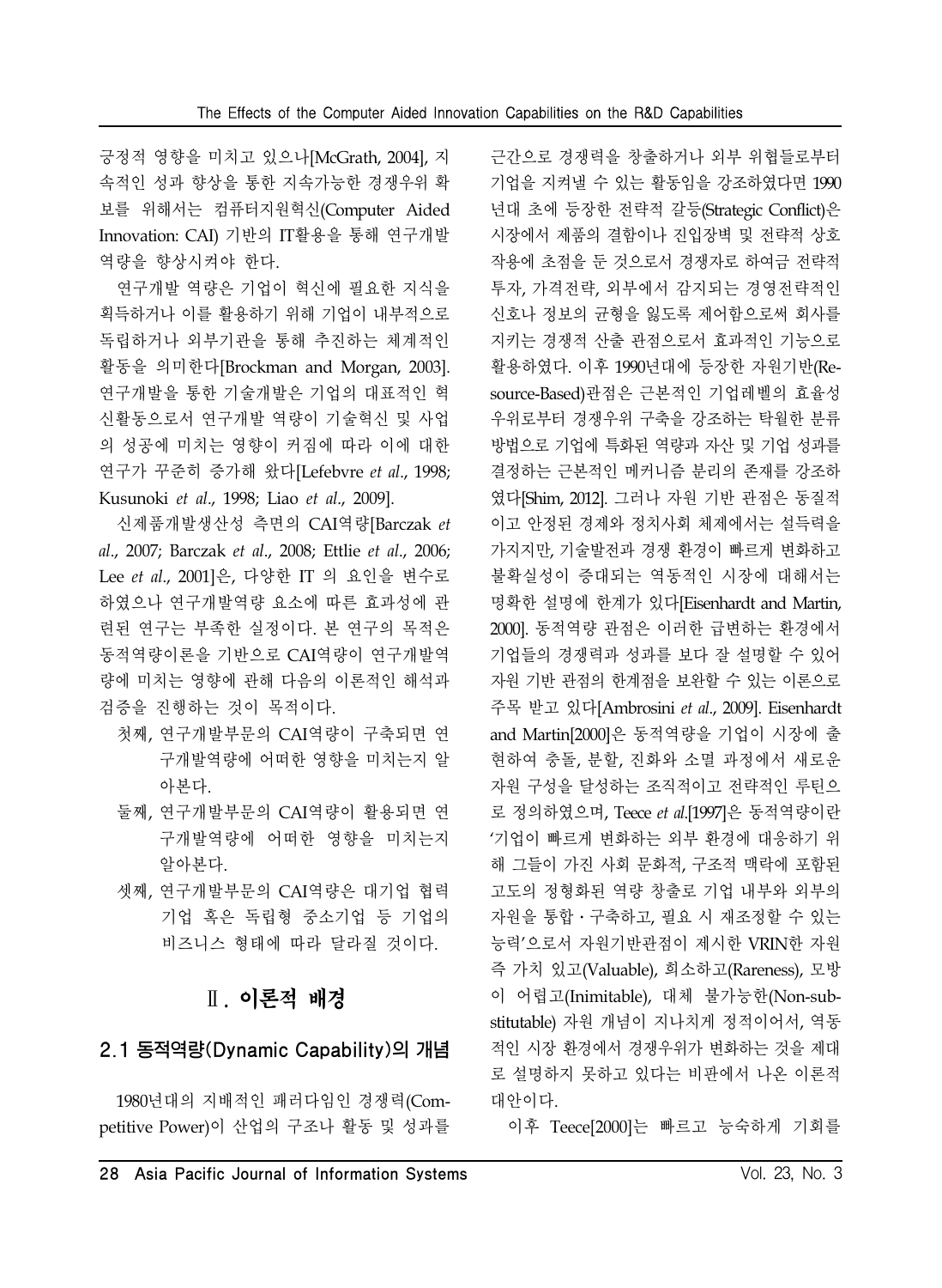긍정적 영향을 미치고 있으나[McGrath, 2004], 지속적인 성과 향상을 통한 지속가능한 경쟁우위 확보를 위해서는 컴퓨터지원혁신(Computer Aided Innovation: CAI) 기반의 IT활용을 통해 연구개발 역량을 향상시켜야 한다.

연구개발 역량은 기업이 혁신에 필요한 지식을 획득하거나 이를 활용하기 위해 기업이 내부적으로 독립하거나 외부기관을 통해 추진하는 체계적인 활동을 의미한다[Brockman and Morgan, 2003]. 연구개발을 통한 기술개발은 기업의 대표적인 혁신활동으로서 연구개발 역량이 기술혁신 및 사업의 성공에 미치는 영향이 커짐에 따라 이에 대한 연구가 꾸준히 증가해 왔다[Lefebvre *et al*., 1998; Kusunoki *et al*., 1998; Liao *et al*., 2009].

신제품개발생산성 측면의 CAI역량[Barczak *et al*., 2007; Barczak *et al*., 2008; Ettlie *et al*., 2006; Lee *et al*., 2001]은, 다양한 IT 의 요인을 변수로 하였으나 연구개발역량 요소에 따른 효과성에 관련된 연구는 부족한 실정이다. 본 연구의 목적은 동적역량이론을 기반으로 CAI역량이 연구개발역량에 미치는 영향에 관해 다음의 이론적인 해석과 검증을 진행하는 것이 목적이다.

첫째, 연구개발부문의 CAI역량이 구축되면 연구개발역량에 어떠한 영향을 미치는지 알아본다.

둘째, 연구개발부문의 CAI역량이 활용되면 연구개발역량에 어떠한 영향을 미치는지 알아본다.

셋째, 연구개발부문의 CAI역량은 대기업 협력기업 혹은 독립형 중소기업 등 기업의 비즈니스 형태에 따라 달라질 것이다.

# Ⅱ. 이론적 배경

## 2.1 동적역량(Dynamic Capability)의 개념

1980년대의 지배적인 패러다임인 경쟁력(Competitive Power)이 산업의 구조나 활동 및 성과를 근간으로 경쟁력을 창출하거나 외부 위협들로부터 기업을 지켜낼 수 있는 활동임을 강조하였다면 1990년대 초에 등장한 전략적 갈등(Strategic Conflict)은 시장에서 제품의 결함이나 진입장벽 및 전략적 상호작용에 초점을 둔 것으로서 경쟁자로 하여금 전략적 투자, 가격전략, 외부에서 감지되는 경영전략적인 신호나 정보의 균형을 잃도록 제어함으로써 회사를 지키는 경쟁적 산출 관점으로서 효과적인 기능으로 활용하였다. 이후 1990년대에 등장한 자원기반(Resource-Based)관점은 근본적인 기업레벨의 효율성 우위로부터 경쟁우위 구축을 강조하는 탁월한 분류 방법으로 기업에 특화된 역량과 자산 및 기업 성과를 결정하는 근본적인 메커니즘 분리의 존재를 강조하였다[Shim, 2012]. 그러나 자원 기반 관점은 동질적이고 안정된 경제와 정치사회 체제에서는 설득력을 가지지만, 기술발전과 경쟁 환경이 빠르게 변화하고 불확실성이 증대되는 역동적인 시장에 대해서는 명확한 설명에 한계가 있다[Eisenhardt and Martin, 2000]. 동적역량 관점은 이러한 급변하는 환경에서 기업들의 경쟁력과 성과를 보다 잘 설명할 수 있어 자원 기반 관점의 한계점을 보완할 수 있는 이론으로 주목 받고 있다[Ambrosini *et al*., 2009]. Eisenhardt and Martin[2000]은 동적역량을 기업이 시장에 출현하여 충돌, 분할, 진화와 소멸 과정에서 새로운 자원 구성을 달성하는 조직적이고 전략적인 루틴으로 정의하였으며, Teece *et al*.[1997]은 동적역량이란 '기업이 빠르게 변화하는 외부 환경에 대응하기 위해 그들이 가진 사회 문화적, 구조적 맥락에 포함된 고도의 정형화된 역량 창출로 기업 내부와 외부의 자원을 통합・구축하고, 필요 시 재조정할 수 있는 능력'으로서 자원기반관점이 제시한 VRIN한 자원 즉 가치 있고(Valuable), 희소하고(Rareness), 모방이 어렵고(Inimitable), 대체 불가능한(Non-substitutable) 자원 개념이 지나치게 정적이어서, 역동적인 시장 환경에서 경쟁우위가 변화하는 것을 제대로 설명하지 못하고 있다는 비판에서 나온 이론적 대안이다.

이후 Teece[2000]는 빠르고 능숙하게 기회를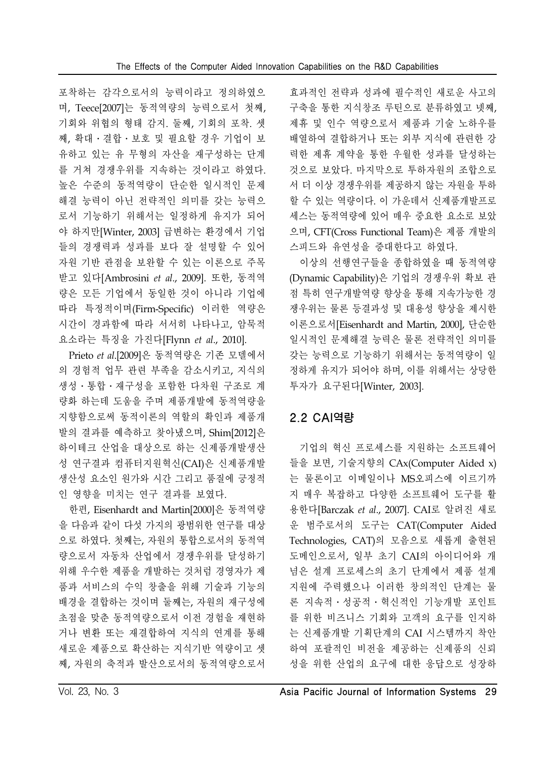포착하는 감각으로서의 능력이라고 정의하였으며, Teece[2007]는 동적역량의 능력으로서 첫째, 기회와 위협의 형태 감지. 둘째, 기회의 포착. 셋째, 확대 · 결합 · 보호 및 필요할 경우 기업이 보유하고 있는 유 무형의 자산을 재구성하는 단계를 거쳐 경쟁우위를 지속하는 것이라고 하였다. 높은 수준의 동적역량이 단순한 일시적인 문제해결 능력이 아닌 전략적인 의미를 갖는 능력으로서 기능하기 위해서는 일정하게 유지가 되어야 하지만[Winter, 2003] 급변하는 환경에서 기업들의 경쟁력과 성과를 보다 잘 설명할 수 있어 자원 기반 관점을 보완할 수 있는 이론으로 주목받고 있다[Ambrosini *et al*., 2009]. 또한, 동적역량은 모든 기업에서 동일한 것이 아니라 기업에 따라 특정적이며(Firm-Specific) 이러한 역량은 시간이 경과함에 따라 서서히 나타나고, 암묵적 요소라는 특징을 가진다[Flynn *et al*., 2010].

Prieto *et al*.[2009]은 동적역량은 기존 모델에서의 경험적 업무 관련 부족을 감소시키고, 지식의 생성 · 통합 · 재구성을 포함한 다차원 구조로 계량화 하는데 도움을 주며 제품개발에 동적역량을 지향함으로써 동적이론의 역할의 확인과 제품개발의 결과를 예측하고 찾아냈으며, Shim[2012]은 하이테크 산업을 대상으로 하는 신제품개발생산성 연구결과 컴퓨터지원혁신(CAI)은 신제품개발 생산성 요소인 원가와 시간 그리고 품질에 긍정적인 영향을 미치는 연구 결과를 보였다.

한편, Eisenhardt and Martin[2000]은 동적역량을 다음과 같이 다섯 가지의 광범위한 연구를 대상으로 하였다. 첫째는, 자원의 통합으로서의 동적역량으로서 자동차 산업에서 경쟁우위를 달성하기 위해 우수한 제품을 개발하는 것처럼 경영자가 제품과 서비스의 수익 창출을 위해 기술과 기능의 배경을 결합하는 것이며 둘째는, 자원의 재구성에 초점을 맞춘 동적역량으로서 이전 경험을 재현하거나 변환 또는 재결합하여 지식의 연계를 통해 새로운 제품으로 확산하는 지식기반 역량이고 셋째, 자원의 축적과 발산으로서의 동적역량으로서 효과적인 전략과 성과에 필수적인 새로운 사고의 구축을 통한 지식창조 루틴으로 분류하였고 넷째, 제휴 및 인수 역량으로서 제품과 기술 노하우를 배열하여 결합하거나 또는 외부 지식에 관련한 강력한 제휴 계약을 통한 우월한 성과를 달성하는 것으로 보았다. 마지막으로 투하자원의 조합으로서 더 이상 경쟁우위를 제공하지 않는 자원을 투하할 수 있는 역량이다. 이 가운데서 신제품개발프로세스는 동적역량에 있어 매우 중요한 요소로 보았으며, CFT(Cross Functional Team)은 제품 개발의 스피드와 유연성을 증대한다고 하였다.

이상의 선행연구들을 종합하였을 때 동적역량(Dynamic Capability)은 기업의 경쟁우위 확보 관점 특히 연구개발역량 향상을 통해 지속가능한 경쟁우위는 물론 등결과성 및 대응성 향상을 제시한 이론으로서[Eisenhardt and Martin, 2000], 단순한 일시적인 문제해결 능력은 물론 전략적인 의미를 갖는 능력으로 기능하기 위해서는 동적역량이 일정하게 유지가 되어야 하며, 이를 위해서는 상당한 투자가 요구된다[Winter, 2003].

## 2.2 CAI역량

기업의 혁신 프로세스를 지원하는 소프트웨어들을 보면, 기술지향의 CAx(Computer Aided x)는 물론이고 이메일이나 MS오피스에 이르기까지 매우 복잡하고 다양한 소프트웨어 도구를 활용한다[Barczak *et al*., 2007]. CAI로 알려진 새로운 범주로서의 도구는 CAT(Computer Aided Technologies, CAT)의 모음으로 새롭게 출현된 도메인으로서, 일부 초기 CAI의 아이디어와 개념은 설계 프로세스의 초기 단계에서 제품 설계지원에 주력했으나 이러한 창의적인 단계는 물론 지속적 · 성공적 · 혁신적인 기능개발 포인트를 위한 비즈니스 기회와 고객의 요구를 인지하는 신제품개발 기획단계의 CAI 시스템까지 착안하여 포괄적인 비전을 제공하는 신제품의 신뢰성을 위한 산업의 요구에 대한 응답으로 성장하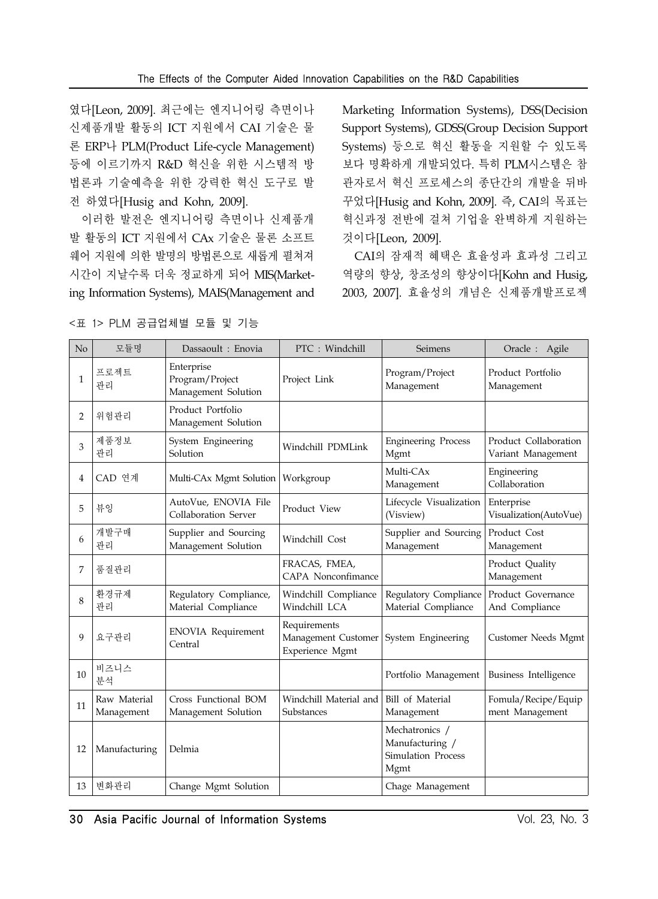였다[Leon, 2009]. 최근에는 엔지니어링 측면이나 신제품개발 활동의 ICT 지원에서 CAI 기술은 물론 ERP나 PLM(Product Life-cycle Management) 등에 이르기까지 R&D 혁신을 위한 시스템적 방법론과 기술예측을 위한 강력한 혁신 도구로 발전 하였다[Husig and Kohn, 2009].

이러한 발전은 엔지니어링 측면이나 신제품개발 활동의 ICT 지원에서 CAx 기술은 물론 소프트웨어 지원에 의한 발명의 방법론으로 새롭게 펼쳐져 시간이 지날수록 더욱 정교하게 되어 MIS(Marketing Information Systems), MAIS(Management and Marketing Information Systems), DSS(Decision Support Systems), GDSS(Group Decision Support Systems) 등으로 혁신 활동을 지원할 수 있도록 보다 명확하게 개발되었다. 특히 PLM시스템은 참관자로서 혁신 프로세스의 종단간의 개발을 뒤바꾸었다[Husig and Kohn, 2009]. 즉, CAI의 목표는 혁신과정 전반에 걸쳐 기업을 완벽하게 지원하는 것이다[Leon, 2009].

CAI의 잠재적 혜택은 효율성과 효과성 그리고 역량의 향상, 창조성의 향상이다[Kohn and Husig, 2003, 2007]. 효율성의 개념은 신제품개발프로젝

<표 1> PLM 공급업체별 모듈 및 기능

| No | 모듈명 | Dassaoult : Enovia | PTC : Windchill | Seimens | Oracle : Agile |
|---|---|---|---|---|---|
| 1 | 프로젝트 관리 | Enterprise Program/Project Management Solution | Project Link | Program/Project Management | Product Portfolio Management |
| 2 | 위험관리 | Product Portfolio Management Solution | | | |
| 3 | 제품정보 관리 | System Engineering Solution | Windchill PDMLink | Engineering Process Mgmt | Product Collaboration Variant Management |
| 4 | CAD 연계 | Multi-CAx Mgmt Solution | Workgroup | Multi-CAx Management | Engineering Collaboration |
| 5 | 뷰잉 | AutoVue, ENOVIA File Collaboration Server | Product View | Lifecycle Visualization (Visview) | Enterprise Visualization(AutoVue) |
| 6 | 개발구매 관리 | Supplier and Sourcing Management Solution | Windchill Cost | Supplier and Sourcing Management | Product Cost Management |
| 7 | 품질관리 | | FRACAS, FMEA, CAPA Nonconfimance | | Product Quality Management |
| 8 | 환경규제 관리 | Regulatory Compliance, Material Compliance | Windchill Compliance Windchill LCA | Regulatory Compliance Material Compliance | Product Governance And Compliance |
| 9 | 요구관리 | ENOVIA Requirement Central | Requirements Management Customer Experience Mgmt | System Engineering | Customer Needs Mgmt |
| 10 | 비즈니스 분석 | | | Portfolio Management | Business Intelligence |
| 11 | Raw Material Management | Cross Functional BOM Management Solution | Windchill Material and Substances | Bill of Material Management | Fomula/Recipe/Equipment Management |
| 12 | Manufacturing | Delmia | | Mechatronics / Manufacturing / Simulation Process Mgmt | |
| 13 | 변화관리 | Change Mgmt Solution | | Chage Management | |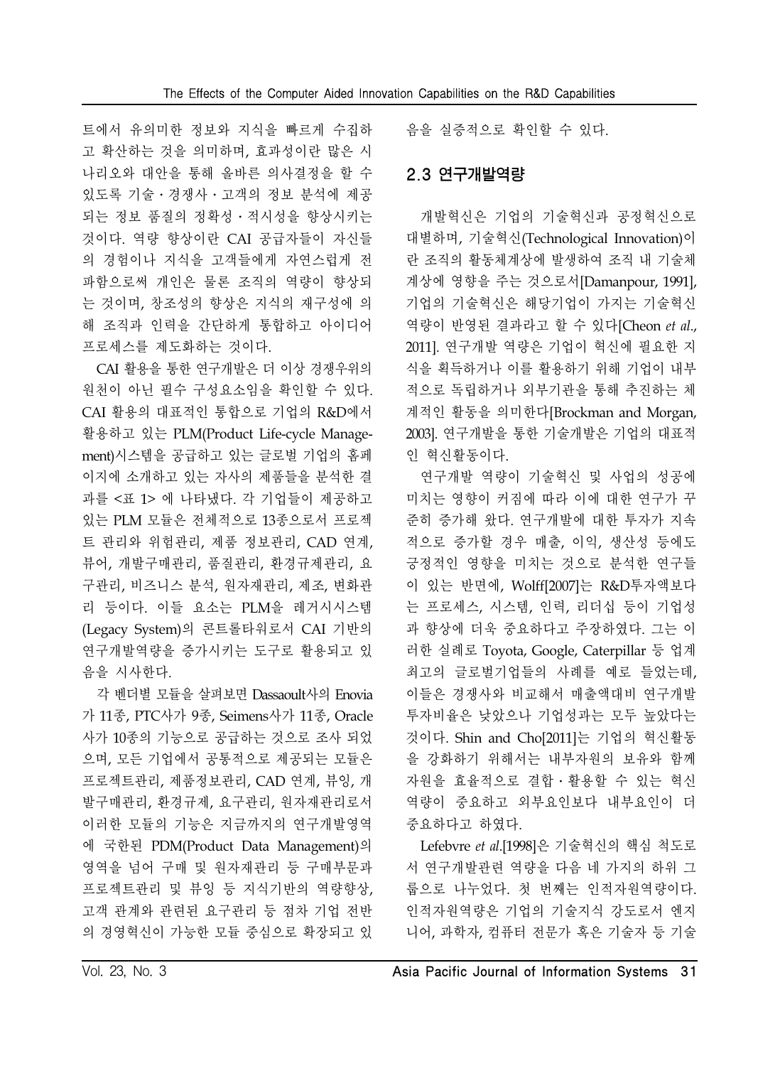트에서 유의미한 정보와 지식을 빠르게 수집하고 확산하는 것을 의미하며, 효과성이란 많은 시나리오와 대안을 통해 올바른 의사결정을 할 수 있도록 기술・경쟁사・고객의 정보 분석에 제공되는 정보 품질의 정확성・적시성을 향상시키는 것이다. 역량 향상이란 CAI 공급자들이 자신들의 경험이나 지식을 고객들에게 자연스럽게 전파함으로써 개인은 물론 조직의 역량이 향상되는 것이며, 창조성의 향상은 지식의 재구성에 의해 조직과 인력을 간단하게 통합하고 아이디어 프로세스를 제도화하는 것이다.

CAI 활용을 통한 연구개발은 더 이상 경쟁우위의 원천이 아닌 필수 구성요소임을 확인할 수 있다. CAI 활용의 대표적인 통합으로 기업의 R&D에서 활용하고 있는 PLM(Product Life-cycle Management)시스템을 공급하고 있는 글로벌 기업의 홈페이지에 소개하고 있는 자사의 제품들을 분석한 결과를 <표 1> 에 나타냈다. 각 기업들이 제공하고 있는 PLM 모듈은 전체적으로 13종으로서 프로젝트 관리와 위험관리, 제품 정보관리, CAD 연계, 뷰어, 개발구매관리, 품질관리, 환경규제관리, 요구관리, 비즈니스 분석, 원자재관리, 제조, 변화관리 등이다. 이들 요소는 PLM을 레거시시스템(Legacy System)의 콘트롤타워로서 CAI 기반의 연구개발역량을 증가시키는 도구로 활용되고 있음을 시사한다.

각 벤더별 모듈을 살펴보면 Dassaoult사의 Enovia가 11종, PTC사가 9종, Seimens사가 11종, Oracle사가 10종의 기능으로 공급하는 것으로 조사 되었으며, 모든 기업에서 공통적으로 제공되는 모듈은 프로젝트관리, 제품정보관리, CAD 연계, 뷰잉, 개발구매관리, 환경규제, 요구관리, 원자재관리로서 이러한 모듈의 기능은 지금까지의 연구개발영역에 국한된 PDM(Product Data Management)의 영역을 넘어 구매 및 원자재관리 등 구매부문과 프로젝트관리 및 뷰잉 등 지식기반의 역량향상, 고객 관계와 관련된 요구관리 등 점차 기업 전반의 경영혁신이 가능한 모듈 중심으로 확장되고 있음을 실증적으로 확인할 수 있다.

## 2.3 연구개발역량

개발혁신은 기업의 기술혁신과 공정혁신으로 대별하며, 기술혁신(Technological Innovation)이란 조직의 활동체계상에 발생하여 조직 내 기술체계상에 영향을 주는 것으로서[Damanpour, 1991], 기업의 기술혁신은 해당기업이 가지는 기술혁신 역량이 반영된 결과라고 할 수 있다[Cheon *et al.*, 2011]. 연구개발 역량은 기업이 혁신에 필요한 지식을 획득하거나 이를 활용하기 위해 기업이 내부적으로 독립하거나 외부기관을 통해 추진하는 체계적인 활동을 의미한다[Brockman and Morgan, 2003]. 연구개발을 통한 기술개발은 기업의 대표적인 혁신활동이다.

연구개발 역량이 기술혁신 및 사업의 성공에 미치는 영향이 커짐에 따라 이에 대한 연구가 꾸준히 증가해 왔다. 연구개발에 대한 투자가 지속적으로 증가할 경우 매출, 이익, 생산성 등에도 긍정적인 영향을 미치는 것으로 분석한 연구들이 있는 반면에, Wolff[2007]는 R&D투자액보다는 프로세스, 시스템, 인력, 리더십 등이 기업성과 향상에 더욱 중요하다고 주장하였다. 그는 이러한 실례로 Toyota, Google, Caterpillar 등 업계 최고의 글로벌기업들의 사례를 예로 들었는데, 이들은 경쟁사와 비교해서 매출액대비 연구개발 투자비율은 낮았으나 기업성과는 모두 높았다는 것이다. Shin and Cho[2011]는 기업의 혁신활동을 강화하기 위해서는 내부자원의 보유와 함께 자원을 효율적으로 결합・활용할 수 있는 혁신역량이 중요하고 외부요인보다 내부요인이 더 중요하다고 하였다.

Lefebvre *et al.*[1998]은 기술혁신의 핵심 척도로서 연구개발관련 역량을 다음 네 가지의 하위 그룹으로 나누었다. 첫 번째는 인적자원역량이다. 인적자원역량은 기업의 기술지식 강도로서 엔지니어, 과학자, 컴퓨터 전문가 혹은 기술자 등 기술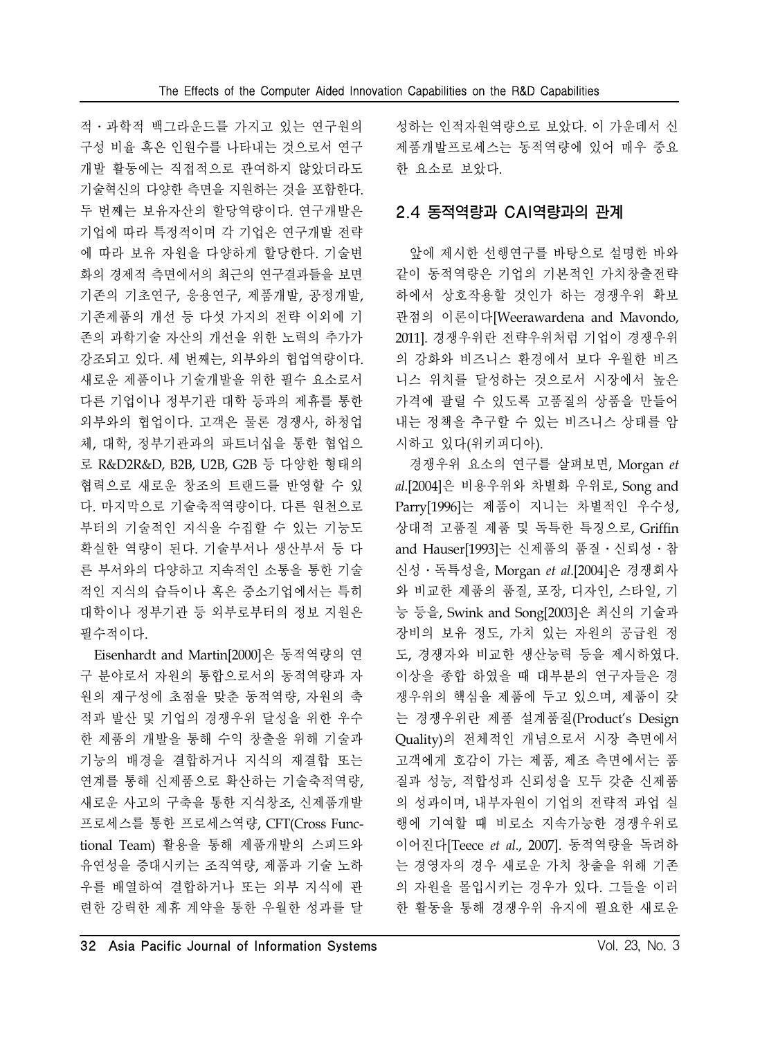적・과학적 백그라운드를 가지고 있는 연구원의 구성 비율 혹은 인원수를 나타내는 것으로서 연구개발 활동에는 직접적으로 관여하지 않았더라도 기술혁신의 다양한 측면을 지원하는 것을 포함한다. 두 번째는 보유자산의 할당역량이다. 연구개발은 기업에 따라 특정적이며 각 기업은 연구개발 전략에 따라 보유 자원을 다양하게 할당한다. 기술변화의 경제적 측면에서의 최근의 연구결과들을 보면 기존의 기초연구, 응용연구, 제품개발, 공정개발, 기존제품의 개선 등 다섯 가지의 전략 이외에 기존의 과학기술 자산의 개선을 위한 노력의 추가가 강조되고 있다. 세 번째는, 외부와의 협업역량이다. 새로운 제품이나 기술개발을 위한 필수 요소로서 다른 기업이나 정부기관 대학 등과의 제휴를 통한 외부와의 협업이다. 고객은 물론 경쟁사, 하청업체, 대학, 정부기관과의 파트너십을 통한 협업으로 R&D2R&D, B2B, U2B, G2B 등 다양한 형태의 협력으로 새로운 창조의 트렌드를 반영할 수 있다. 마지막으로 기술축적역량이다. 다른 원천으로부터의 기술적인 지식을 수집할 수 있는 기능도 확실한 역량이 된다. 기술부서나 생산부서 등 다른 부서와의 다양하고 지속적인 소통을 통한 기술적인 지식의 습득이나 혹은 중소기업에서는 특히 대학이나 정부기관 등 외부로부터의 정보 지원은 필수적이다.

Eisenhardt and Martin[2000]은 동적역량의 연구 분야로서 자원의 통합으로서의 동적역량과 자원의 재구성에 초점을 맞춘 동적역량, 자원의 축적과 발산 및 기업의 경쟁우위 달성을 위한 우수한 제품의 개발을 통해 수익 창출을 위해 기술과 기능의 배경을 결합하거나 지식의 재결합 또는 연계를 통해 신제품으로 확산하는 기술축적역량, 새로운 사고의 구축을 통한 지식창조, 신제품개발 프로세스를 통한 프로세스역량, CFT(Cross Functional Team) 활용을 통해 제품개발의 스피드와 유연성을 증대시키는 조직역량, 제품과 기술 노하우를 배열하여 결합하거나 또는 외부 지식에 관련한 강력한 제휴 계약을 통한 우월한 성과를 달성하는 인적자원역량으로 보았다. 이 가운데서 신제품개발프로세스는 동적역량에 있어 매우 중요한 요소로 보았다.

## 2.4 동적역량과 CAI역량과의 관계

앞에 제시한 선행연구를 바탕으로 설명한 바와 같이 동적역량은 기업의 기본적인 가치창출전략하에서 상호작용할 것인가 하는 경쟁우위 확보 관점의 이론이다[Weerawardena and Mavondo, 2011]. 경쟁우위란 전략우위처럼 기업이 경쟁우위의 강화와 비즈니스 환경에서 보다 우월한 비즈니스 위치를 달성하는 것으로서 시장에서 높은 가격에 팔릴 수 있도록 고품질의 상품을 만들어 내는 정책을 추구할 수 있는 비즈니스 상태를 암시하고 있다(위키피디아).

경쟁우위 요소의 연구를 살펴보면, Morgan *et al*.[2004]은 비용우위와 차별화 우위로, Song and Parry[1996]는 제품이 지니는 차별적인 우수성, 상대적 고품질 제품 및 독특한 특징으로, Griffin and Hauser[1993]는 신제품의 품질・신뢰성・참신성・독특성을, Morgan *et al*.[2004]은 경쟁회사와 비교한 제품의 품질, 포장, 디자인, 스타일, 기능 등을, Swink and Song[2003]은 최신의 기술과 장비의 보유 정도, 가치 있는 자원의 공급원 정도, 경쟁자와 비교한 생산능력 등을 제시하였다. 이상을 종합 하였을 때 대부분의 연구자들은 경쟁우위의 핵심을 제품에 두고 있으며, 제품이 갖는 경쟁우위란 제품 설계품질(Product's Design Quality)의 전체적인 개념으로서 시장 측면에서 고객에게 호감이 가는 제품, 제조 측면에서는 품질과 성능, 적합성과 신뢰성을 모두 갖춘 신제품의 성과이며, 내부자원이 기업의 전략적 과업 실행에 기여할 때 비로소 지속가능한 경쟁우위로 이어진다[Teece *et al*., 2007]. 동적역량을 독려하는 경영자의 경우 새로운 가치 창출을 위해 기존의 자원을 몰입시키는 경우가 있다. 그들을 이러한 활동을 통해 경쟁우위 유지에 필요한 새로운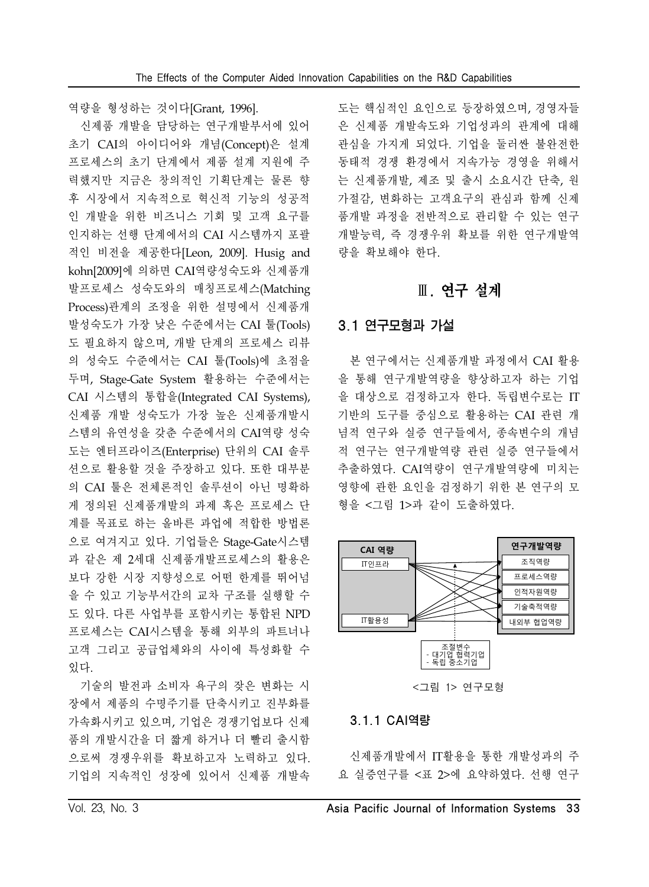역량을 형성하는 것이다[Grant, 1996].

신제품 개발을 담당하는 연구개발부서에 있어 초기 CAI의 아이디어와 개념(Concept)은 설계 프로세스의 초기 단계에서 제품 설계 지원에 주력했지만 지금은 창의적인 기획단계는 물론 향후 시장에서 지속적으로 혁신적 기능의 성공적인 개발을 위한 비즈니스 기회 및 고객 요구를 인지하는 선행 단계에서의 CAI 시스템까지 포괄적인 비전을 제공한다[Leon, 2009]. Husig and kohn[2009]에 의하면 CAI역량성숙도와 신제품개발프로세스 성숙도와의 매칭프로세스(Matching Process)관계의 조정을 위한 설명에서 신제품개발성숙도가 가장 낮은 수준에서는 CAI 툴(Tools)도 필요하지 않으며, 개발 단계의 프로세스 리뷰의 성숙도 수준에서는 CAI 툴(Tools)에 초점을 두며, Stage-Gate System 활용하는 수준에서는 CAI 시스템의 통합을(Integrated CAI Systems), 신제품 개발 성숙도가 가장 높은 신제품개발시스템의 유연성을 갖춘 수준에서의 CAI역량 성숙도는 엔터프라이즈(Enterprise) 단위의 CAI 솔루션으로 활용할 것을 주장하고 있다. 또한 대부분의 CAI 툴은 전체론적인 솔루션이 아닌 명확하게 정의된 신제품개발의 과제 혹은 프로세스 단계를 목표로 하는 올바른 과업에 적합한 방법론으로 여겨지고 있다. 기업들은 Stage-Gate시스템과 같은 제 2세대 신제품개발프로세스의 활용은 보다 강한 시장 지향성으로 어떤 한계를 뛰어넘을 수 있고 기능부서간의 교차 구조를 실행할 수도 있다. 다른 사업부를 포함시키는 통합된 NPD 프로세스는 CAI시스템을 통해 외부의 파트너나 고객 그리고 공급업체와의 사이에 특성화할 수 있다.

기술의 발전과 소비자 욕구의 잦은 변화는 시장에서 제품의 수명주기를 단축시키고 진부화를 가속화시키고 있으며, 기업은 경쟁기업보다 신제품의 개발시간을 더 짧게 하거나 더 빨리 출시함으로써 경쟁우위를 확보하고자 노력하고 있다. 기업의 지속적인 성장에 있어서 신제품 개발속도는 핵심적인 요인으로 등장하였으며, 경영자들은 신제품 개발속도와 기업성과의 관계에 대해 관심을 가지게 되었다. 기업을 둘러싼 불완전한 동태적 경쟁 환경에서 지속가능 경영을 위해서는 신제품개발, 제조 및 출시 소요시간 단축, 원가절감, 변화하는 고객요구의 관심과 함께 신제품개발 과정을 전반적으로 관리할 수 있는 연구개발능력, 즉 경쟁우위 확보를 위한 연구개발역량을 확보해야 한다.

# Ⅲ. 연구 설계

## 3.1 연구모형과 가설

본 연구에서는 신제품개발 과정에서 CAI 활용을 통해 연구개발역량을 향상하고자 하는 기업을 대상으로 검정하고자 한다. 독립변수로는 IT 기반의 도구를 중심으로 활용하는 CAI 관련 개념적 연구와 실증 연구들에서, 종속변수의 개념적 연구는 연구개발역량 관련 실증 연구들에서 추출하였다. CAI역량이 연구개발역량에 미치는 영향에 관한 요인을 검정하기 위한 본 연구의 모형을 <그림 1>과 같이 도출하였다.

CAI 역량: IT인프라, IT활용성
연구개발역량: 조직역량, 프로세스역량, 인적자원역량, 기술축적역량, 내외부 협업역량
조절변수
- 대기업 협력기업
- 독립 중소기업

<그림 1> 연구모형

### 3.1.1 CAI역량

신제품개발에서 IT활용을 통한 개발성과의 주요 실증연구를 <표 2>에 요약하였다. 선행 연구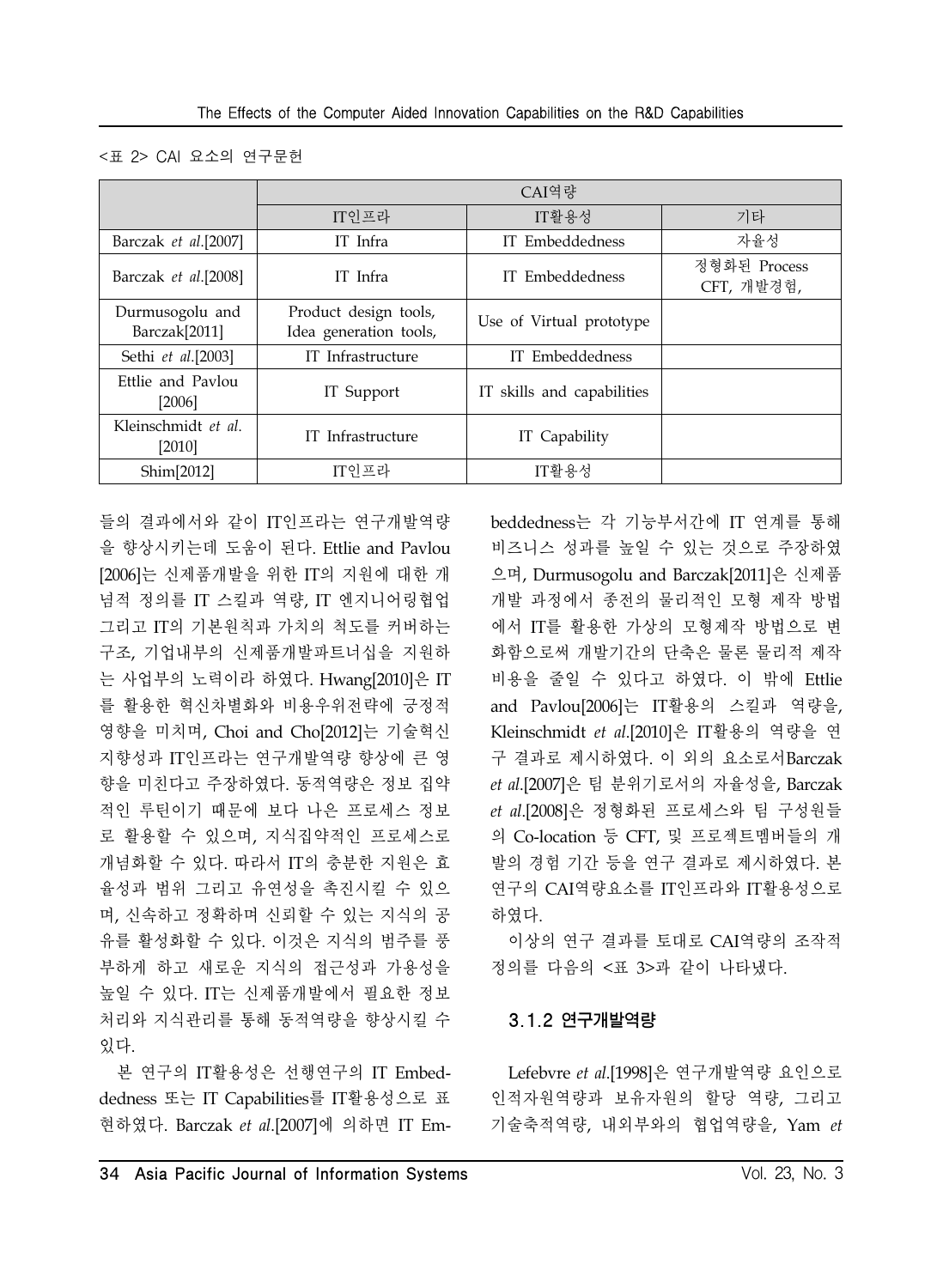<표 2> CAI 요소의 연구문헌

| | CAI역량 | | |
|---|---|---|---|
| | IT인프라 | IT활용성 | 기타 |
| Barczak *et al*.[2007] | IT Infra | IT Embeddedness | 자율성 |
| Barczak *et al*.[2008] | IT Infra | IT Embeddedness | 정형화된 Process CFT, 개발경험, |
| Durmusogolu and Barczak[2011] | Product design tools, Idea generation tools, | Use of Virtual prototype | |
| Sethi *et al*.[2003] | IT Infrastructure | IT Embeddedness | |
| Ettlie and Pavlou [2006] | IT Support | IT skills and capabilities | |
| Kleinschmidt *et al*. [2010] | IT Infrastructure | IT Capability | |
| Shim[2012] | IT인프라 | IT활용성 | |

들의 결과에서와 같이 IT인프라는 연구개발역량을 향상시키는데 도움이 된다. Ettlie and Pavlou [2006]는 신제품개발을 위한 IT의 지원에 대한 개념적 정의를 IT 스킬과 역량, IT 엔지니어링협업 그리고 IT의 기본원칙과 가치의 척도를 커버하는 구조, 기업내부의 신제품개발파트너십을 지원하는 사업부의 노력이라 하였다. Hwang[2010]은 IT를 활용한 혁신차별화와 비용우위전략에 긍정적 영향을 미치며, Choi and Cho[2012]는 기술혁신 지향성과 IT인프라는 연구개발역량 향상에 큰 영향을 미친다고 주장하였다. 동적역량은 정보 집약적인 루틴이기 때문에 보다 나은 프로세스 정보로 활용할 수 있으며, 지식집약적인 프로세스로 개념화할 수 있다. 따라서 IT의 충분한 지원은 효율성과 범위 그리고 유연성을 촉진시킬 수 있으며, 신속하고 정확하며 신뢰할 수 있는 지식의 공유를 활성화할 수 있다. 이것은 지식의 범주를 풍부하게 하고 새로운 지식의 접근성과 가용성을 높일 수 있다. IT는 신제품개발에서 필요한 정보처리와 지식관리를 통해 동적역량을 향상시킬 수 있다.

본 연구의 IT활용성은 선행연구의 IT Embeddedness 또는 IT Capabilities를 IT활용성으로 표현하였다. Barczak *et al*.[2007]에 의하면 IT Embeddedness는 각 기능부서간에 IT 연계를 통해 비즈니스 성과를 높일 수 있는 것으로 주장하였으며, Durmusogolu and Barczak[2011]은 신제품 개발 과정에서 종전의 물리적인 모형 제작 방법에서 IT를 활용한 가상의 모형제작 방법으로 변화함으로써 개발기간의 단축은 물론 물리적 제작비용을 줄일 수 있다고 하였다. 이 밖에 Ettlie and Pavlou[2006]는 IT활용의 스킬과 역량을, Kleinschmidt *et al*.[2010]은 IT활용의 역량을 연구 결과로 제시하였다. 이 외의 요소로서Barczak *et al*.[2007]은 팀 분위기로서의 자율성을, Barczak *et al*.[2008]은 정형화된 프로세스와 팀 구성원들의 Co-location 등 CFT, 및 프로젝트멤버들의 개발의 경험 기간 등을 연구 결과로 제시하였다. 본 연구의 CAI역량요소를 IT인프라와 IT활용성으로 하였다.

이상의 연구 결과를 토대로 CAI역량의 조작적 정의를 다음의 <표 3>과 같이 나타냈다.

### 3.1.2 연구개발역량

Lefebvre *et al*.[1998]은 연구개발역량 요인으로 인적자원역량과 보유자원의 할당 역량, 그리고 기술축적역량, 내외부와의 협업역량을, Yam *et*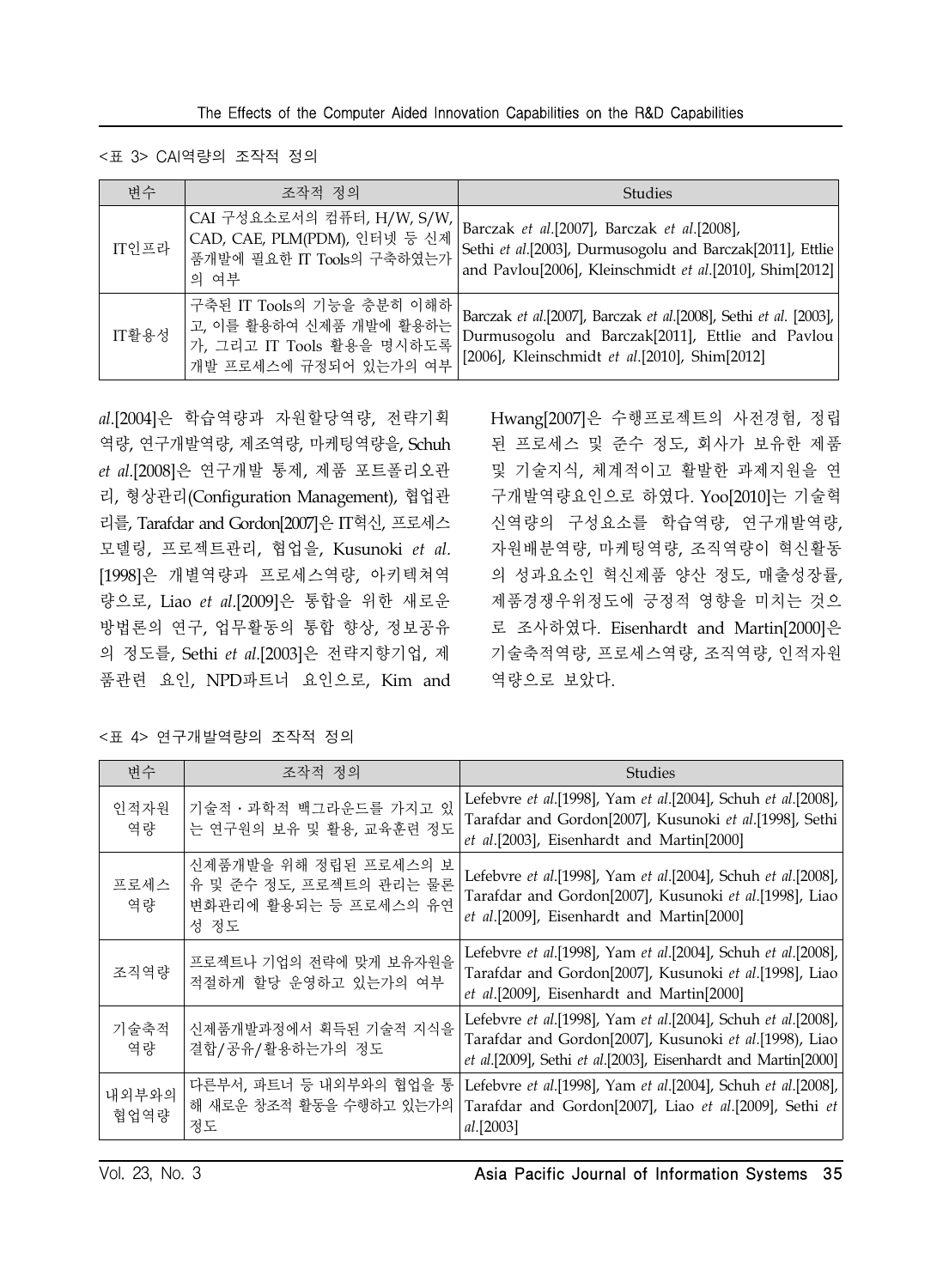<표 3> CAI역량의 조작적 정의

| 변수 | 조작적 정의 | Studies |
| --- | --- | --- |
| IT인프라 | CAI 구성요소로서의 컴퓨터, H/W, S/W, CAD, CAE, PLM(PDM), 인터넷 등 신제품개발에 필요한 IT Tools의 구축하였는가의 여부 | Barczak *et al*.[2007], Barczak *et al*.[2008], Sethi *et al*.[2003], Durmusogolu and Barczak[2011], Ettlie and Pavlou[2006], Kleinschmidt *et al*.[2010], Shim[2012] |
| IT활용성 | 구축된 IT Tools의 기능을 충분히 이해하고, 이를 활용하여 신제품 개발에 활용하는가, 그리고 IT Tools 활용을 명시하도록 개발 프로세스에 규정되어 있는가의 여부 | Barczak *et al*.[2007], Barczak *et al*.[2008], Sethi *et al*. [2003], Durmusogolu and Barczak[2011], Ettlie and Pavlou [2006], Kleinschmidt *et al*.[2010], Shim[2012] |

*al*.[2004]은 학습역량과 자원할당역량, 전략기획역량, 연구개발역량, 제조역량, 마케팅역량을, Schuh *et al*.[2008]은 연구개발 통제, 제품 포트폴리오관리, 형상관리(Configuration Management), 협업관리를, Tarafdar and Gordon[2007]은 IT혁신, 프로세스 모델링, 프로젝트관리, 협업을, Kusunoki *et al*. [1998]은 개별역량과 프로세스역량, 아키텍쳐역량으로, Liao *et al*.[2009]은 통합을 위한 새로운 방법론의 연구, 업무활동의 통합 향상, 정보공유의 정도를, Sethi *et al*.[2003]은 전략지향기업, 제품관련 요인, NPD파트너 요인으로, Kim and Hwang[2007]은 수행프로젝트의 사전경험, 정립된 프로세스 및 준수 정도, 회사가 보유한 제품 및 기술지식, 체계적이고 활발한 과제지원을 연구개발역량요인으로 하였다. Yoo[2010]는 기술혁신역량의 구성요소를 학습역량, 연구개발역량, 자원배분역량, 마케팅역량, 조직역량이 혁신활동의 성과요소인 혁신제품 양산 정도, 매출성장률, 제품경쟁우위정도에 긍정적 영향을 미치는 것으로 조사하였다. Eisenhardt and Martin[2000]은 기술축적역량, 프로세스역량, 조직역량, 인적자원역량으로 보았다.

<표 4> 연구개발역량의 조작적 정의

| 변수 | 조작적 정의 | Studies |
| --- | --- | --- |
| 인적자원 역량 | 기술적・과학적 백그라운드를 가지고 있는 연구원의 보유 및 활용, 교육훈련 정도 | Lefebvre *et al*.[1998], Yam *et al*.[2004], Schuh *et al*.[2008], Tarafdar and Gordon[2007], Kusunoki *et al*.[1998], Sethi *et al*.[2003], Eisenhardt and Martin[2000] |
| 프로세스 역량 | 신제품개발을 위해 정립된 프로세스의 보유 및 준수 정도, 프로젝트의 관리는 물론 변화관리에 활용되는 등 프로세스의 유연성 정도 | Lefebvre *et al*.[1998], Yam *et al*.[2004], Schuh *et al*.[2008], Tarafdar and Gordon[2007], Kusunoki *et al*.[1998], Liao *et al*.[2009], Eisenhardt and Martin[2000] |
| 조직역량 | 프로젝트나 기업의 전략에 맞게 보유자원을 적절하게 할당 운영하고 있는가의 여부 | Lefebvre *et al*.[1998], Yam *et al*.[2004], Schuh *et al*.[2008], Tarafdar and Gordon[2007], Kusunoki *et al*.[1998], Liao *et al*.[2009], Eisenhardt and Martin[2000] |
| 기술축적 역량 | 신제품개발과정에서 획득된 기술적 지식을 결합/공유/활용하는가의 정도 | Lefebvre *et al*.[1998], Yam *et al*.[2004], Schuh *et al*.[2008], Tarafdar and Gordon[2007], Kusunoki *et al*.[1998), Liao *et al*.[2009], Sethi *et al*.[2003], Eisenhardt and Martin[2000] |
| 내외부와의 협업역량 | 다른부서, 파트너 등 내외부와의 협업을 통해 새로운 창조적 활동을 수행하고 있는가의 정도 | Lefebvre *et al*.[1998], Yam *et al*.[2004], Schuh *et al*.[2008], Tarafdar and Gordon[2007], Liao *et al*.[2009], Sethi *et al*.[2003] |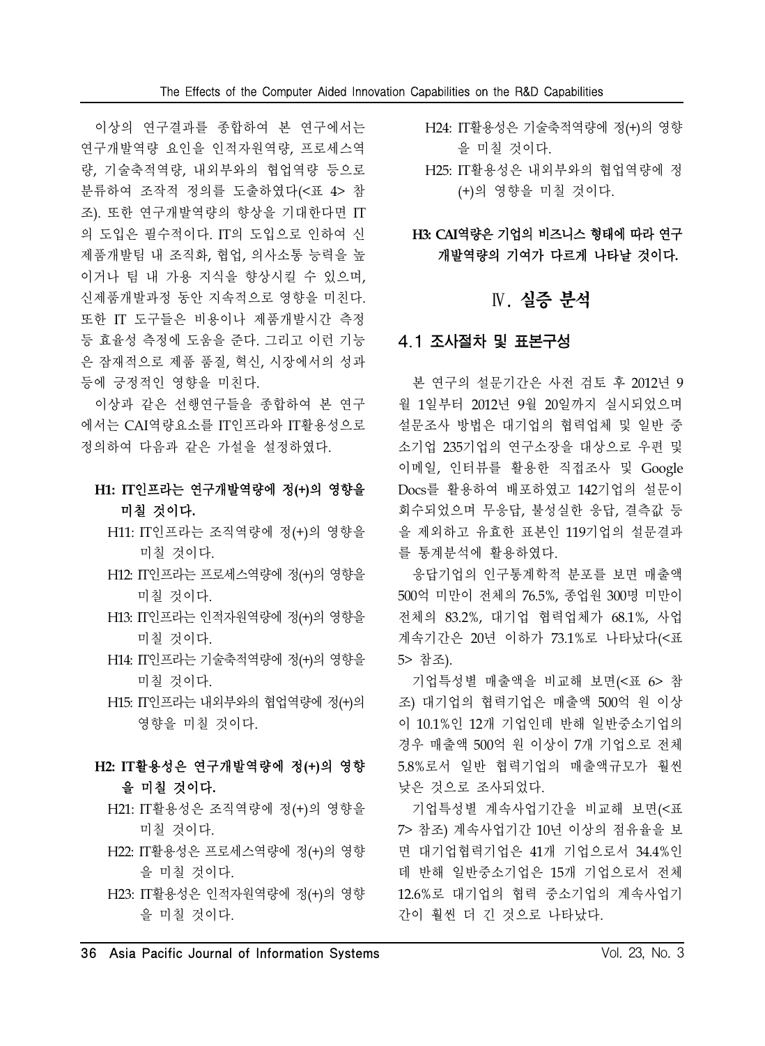이상의 연구결과를 종합하여 본 연구에서는 연구개발역량 요인을 인적자원역량, 프로세스역량, 기술축적역량, 내외부와의 협업역량 등으로 분류하여 조작적 정의를 도출하였다(<표 4> 참조). 또한 연구개발역량의 향상을 기대한다면 IT의 도입은 필수적이다. IT의 도입으로 인하여 신제품개발팀 내 조직화, 협업, 의사소통 능력을 높이거나 팀 내 가용 지식을 향상시킬 수 있으며, 신제품개발과정 동안 지속적으로 영향을 미친다. 또한 IT 도구들은 비용이나 제품개발시간 측정 등 효율성 측정에 도움을 준다. 그리고 이런 기능은 잠재적으로 제품 품질, 혁신, 시장에서의 성과 등에 긍정적인 영향을 미친다.

이상과 같은 선행연구들을 종합하여 본 연구에서는 CAI역량요소를 IT인프라와 IT활용성으로 정의하여 다음과 같은 가설을 설정하였다.

**H1: IT인프라는 연구개발역량에 정(+)의 영향을 미칠 것이다.**

- H11: IT인프라는 조직역량에 정(+)의 영향을 미칠 것이다.
- H12: IT인프라는 프로세스역량에 정(+)의 영향을 미칠 것이다.
- H13: IT인프라는 인적자원역량에 정(+)의 영향을 미칠 것이다.
- H14: IT인프라는 기술축적역량에 정(+)의 영향을 미칠 것이다.
- H15: IT인프라는 내외부와의 협업역량에 정(+)의 영향을 미칠 것이다.

**H2: IT활용성은 연구개발역량에 정(+)의 영향을 미칠 것이다.**

- H21: IT활용성은 조직역량에 정(+)의 영향을 미칠 것이다.
- H22: IT활용성은 프로세스역량에 정(+)의 영향을 미칠 것이다.
- H23: IT활용성은 인적자원역량에 정(+)의 영향을 미칠 것이다.
- H24: IT활용성은 기술축적역량에 정(+)의 영향을 미칠 것이다.
- H25: IT활용성은 내외부와의 협업역량에 정(+)의 영향을 미칠 것이다.

**H3: CAI역량은 기업의 비즈니스 형태에 따라 연구개발역량의 기여가 다르게 나타날 것이다.**

# Ⅳ. 실증 분석

## 4.1 조사절차 및 표본구성

본 연구의 설문기간은 사전 검토 후 2012년 9월 1일부터 2012년 9월 20일까지 실시되었으며 설문조사 방법은 대기업의 협력업체 및 일반 중소기업 235기업의 연구소장을 대상으로 우편 및 이메일, 인터뷰를 활용한 직접조사 및 Google Docs를 활용하여 배포하였고 142기업의 설문이 회수되었으며 무응답, 불성실한 응답, 결측값 등을 제외하고 유효한 표본인 119기업의 설문결과를 통계분석에 활용하였다.

응답기업의 인구통계학적 분포를 보면 매출액 500억 미만이 전체의 76.5%, 종업원 300명 미만이 전체의 83.2%, 대기업 협력업체가 68.1%, 사업계속기간은 20년 이하가 73.1%로 나타났다(<표 5> 참조).

기업특성별 매출액을 비교해 보면(<표 6> 참조) 대기업의 협력기업은 매출액 500억 원 이상이 10.1%인 12개 기업인데 반해 일반중소기업의 경우 매출액 500억 원 이상이 7개 기업으로 전체 5.8%로서 일반 협력기업의 매출액규모가 훨씬 낮은 것으로 조사되었다.

기업특성별 계속사업기간을 비교해 보면(<표 7> 참조) 계속사업기간 10년 이상의 점유율을 보면 대기업협력기업은 41개 기업으로서 34.4%인데 반해 일반중소기업은 15개 기업으로서 전체 12.6%로 대기업의 협력 중소기업의 계속사업기간이 훨씬 더 긴 것으로 나타났다.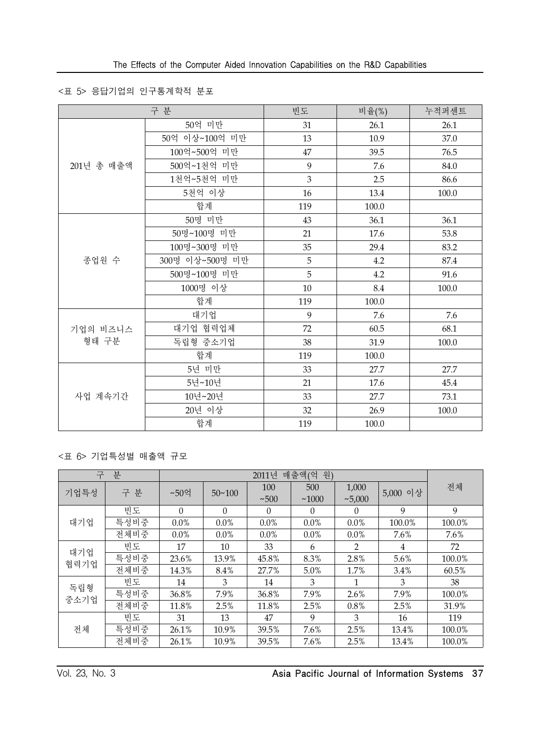<표 5> 응답기업의 인구통계학적 분포

| 구 분 | | 빈도 | 비율(%) | 누적퍼센트 |
|---|---|---|---|---|
| 201년 총 매출액 | 50억 미만 | 31 | 26.1 | 26.1 |
| | 50억 이상~100억 미만 | 13 | 10.9 | 37.0 |
| | 100억~500억 미만 | 47 | 39.5 | 76.5 |
| | 500억~1천억 미만 | 9 | 7.6 | 84.0 |
| | 1천억~5천억 미만 | 3 | 2.5 | 86.6 |
| | 5천억 이상 | 16 | 13.4 | 100.0 |
| | 합계 | 119 | 100.0 | |
| 종업원 수 | 50명 미만 | 43 | 36.1 | 36.1 |
| | 50명~100명 미만 | 21 | 17.6 | 53.8 |
| | 100명~300명 미만 | 35 | 29.4 | 83.2 |
| | 300명 이상~500명 미만 | 5 | 4.2 | 87.4 |
| | 500명~100명 미만 | 5 | 4.2 | 91.6 |
| | 1000명 이상 | 10 | 8.4 | 100.0 |
| | 합계 | 119 | 100.0 | |
| 기업의 비즈니스 형태 구분 | 대기업 | 9 | 7.6 | 7.6 |
| | 대기업 협력업체 | 72 | 60.5 | 68.1 |
| | 독립형 중소기업 | 38 | 31.9 | 100.0 |
| | 합계 | 119 | 100.0 | |
| 사업 계속기간 | 5년 미만 | 33 | 27.7 | 27.7 |
| | 5년~10년 | 21 | 17.6 | 45.4 |
| | 10년~20년 | 33 | 27.7 | 73.1 |
| | 20년 이상 | 32 | 26.9 | 100.0 |
| | 합계 | 119 | 100.0 | |

<표 6> 기업특성별 매출액 규모

| 구 분 | | 2011년 매출액(억 원) | | | | | | 전체 |
|---|---|---|---|---|---|---|---|---|
| 기업특성 | 구 분 | ~50억 | 50~100 | 100 ~500 | 500 ~1000 | 1,000 ~5,000 | 5,000 이상 | |
| 대기업 | 빈도 | 0 | 0 | 0 | 0 | 0 | 9 | 9 |
| | 특성비중 | 0.0% | 0.0% | 0.0% | 0.0% | 0.0% | 100.0% | 100.0% |
| | 전체비중 | 0.0% | 0.0% | 0.0% | 0.0% | 0.0% | 7.6% | 7.6% |
| 대기업 협력기업 | 빈도 | 17 | 10 | 33 | 6 | 2 | 4 | 72 |
| | 특성비중 | 23.6% | 13.9% | 45.8% | 8.3% | 2.8% | 5.6% | 100.0% |
| | 전체비중 | 14.3% | 8.4% | 27.7% | 5.0% | 1.7% | 3.4% | 60.5% |
| 독립형 중소기업 | 빈도 | 14 | 3 | 14 | 3 | 1 | 3 | 38 |
| | 특성비중 | 36.8% | 7.9% | 36.8% | 7.9% | 2.6% | 7.9% | 100.0% |
| | 전체비중 | 11.8% | 2.5% | 11.8% | 2.5% | 0.8% | 2.5% | 31.9% |
| 전체 | 빈도 | 31 | 13 | 47 | 9 | 3 | 16 | 119 |
| | 특성비중 | 26.1% | 10.9% | 39.5% | 7.6% | 2.5% | 13.4% | 100.0% |
| | 전체비중 | 26.1% | 10.9% | 39.5% | 7.6% | 2.5% | 13.4% | 100.0% |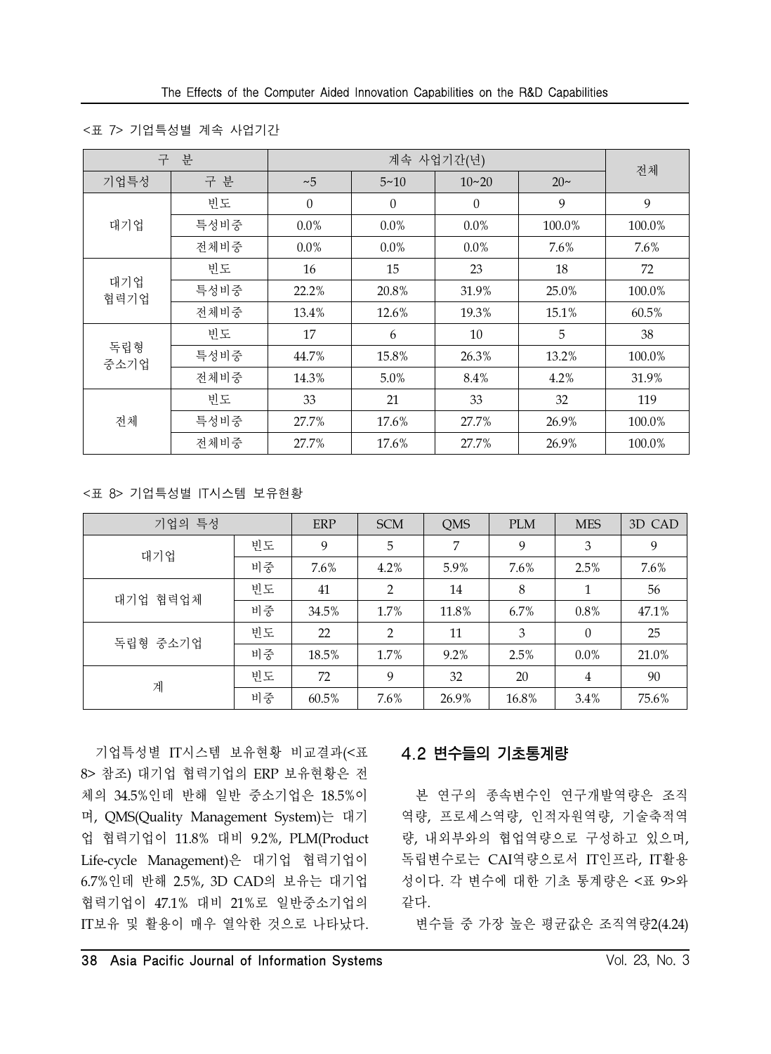<표 7> 기업특성별 계속 사업기간

| 구 분 | | 계속 사업기간(년) | | | | 전체 |
|---|---|---|---|---|---|---|
| 기업특성 | 구 분 | ~5 | 5~10 | 10~20 | 20~ | |
| 대기업 | 빈도 | 0 | 0 | 0 | 9 | 9 |
| | 특성비중 | 0.0% | 0.0% | 0.0% | 100.0% | 100.0% |
| | 전체비중 | 0.0% | 0.0% | 0.0% | 7.6% | 7.6% |
| 대기업 협력기업 | 빈도 | 16 | 15 | 23 | 18 | 72 |
| | 특성비중 | 22.2% | 20.8% | 31.9% | 25.0% | 100.0% |
| | 전체비중 | 13.4% | 12.6% | 19.3% | 15.1% | 60.5% |
| 독립형 중소기업 | 빈도 | 17 | 6 | 10 | 5 | 38 |
| | 특성비중 | 44.7% | 15.8% | 26.3% | 13.2% | 100.0% |
| | 전체비중 | 14.3% | 5.0% | 8.4% | 4.2% | 31.9% |
| 전체 | 빈도 | 33 | 21 | 33 | 32 | 119 |
| | 특성비중 | 27.7% | 17.6% | 27.7% | 26.9% | 100.0% |
| | 전체비중 | 27.7% | 17.6% | 27.7% | 26.9% | 100.0% |

<표 8> 기업특성별 IT시스템 보유현황

| 기업의 특성 | | ERP | SCM | QMS | PLM | MES | 3D CAD |
|---|---|---|---|---|---|---|---|
| 대기업 | 빈도 | 9 | 5 | 7 | 9 | 3 | 9 |
| | 비중 | 7.6% | 4.2% | 5.9% | 7.6% | 2.5% | 7.6% |
| 대기업 협력업체 | 빈도 | 41 | 2 | 14 | 8 | 1 | 56 |
| | 비중 | 34.5% | 1.7% | 11.8% | 6.7% | 0.8% | 47.1% |
| 독립형 중소기업 | 빈도 | 22 | 2 | 11 | 3 | 0 | 25 |
| | 비중 | 18.5% | 1.7% | 9.2% | 2.5% | 0.0% | 21.0% |
| 계 | 빈도 | 72 | 9 | 32 | 20 | 4 | 90 |
| | 비중 | 60.5% | 7.6% | 26.9% | 16.8% | 3.4% | 75.6% |

기업특성별 IT시스템 보유현황 비교결과(<표 8> 참조) 대기업 협력기업의 ERP 보유현황은 전체의 34.5%인데 반해 일반 중소기업은 18.5%이며, QMS(Quality Management System)는 대기업 협력기업이 11.8% 대비 9.2%, PLM(Product Life-cycle Management)은 대기업 협력기업이 6.7%인데 반해 2.5%, 3D CAD의 보유는 대기업 협력기업이 47.1% 대비 21%로 일반중소기업의 IT보유 및 활용이 매우 열악한 것으로 나타났다.

## 4.2 변수들의 기초통계량

본 연구의 종속변수인 연구개발역량은 조직역량, 프로세스역량, 인적자원역량, 기술축적역량, 내외부와의 협업역량으로 구성하고 있으며, 독립변수로는 CAI역량으로서 IT인프라, IT활용성이다. 각 변수에 대한 기초 통계량은 <표 9>와 같다.

변수들 중 가장 높은 평균값은 조직역량2(4.24)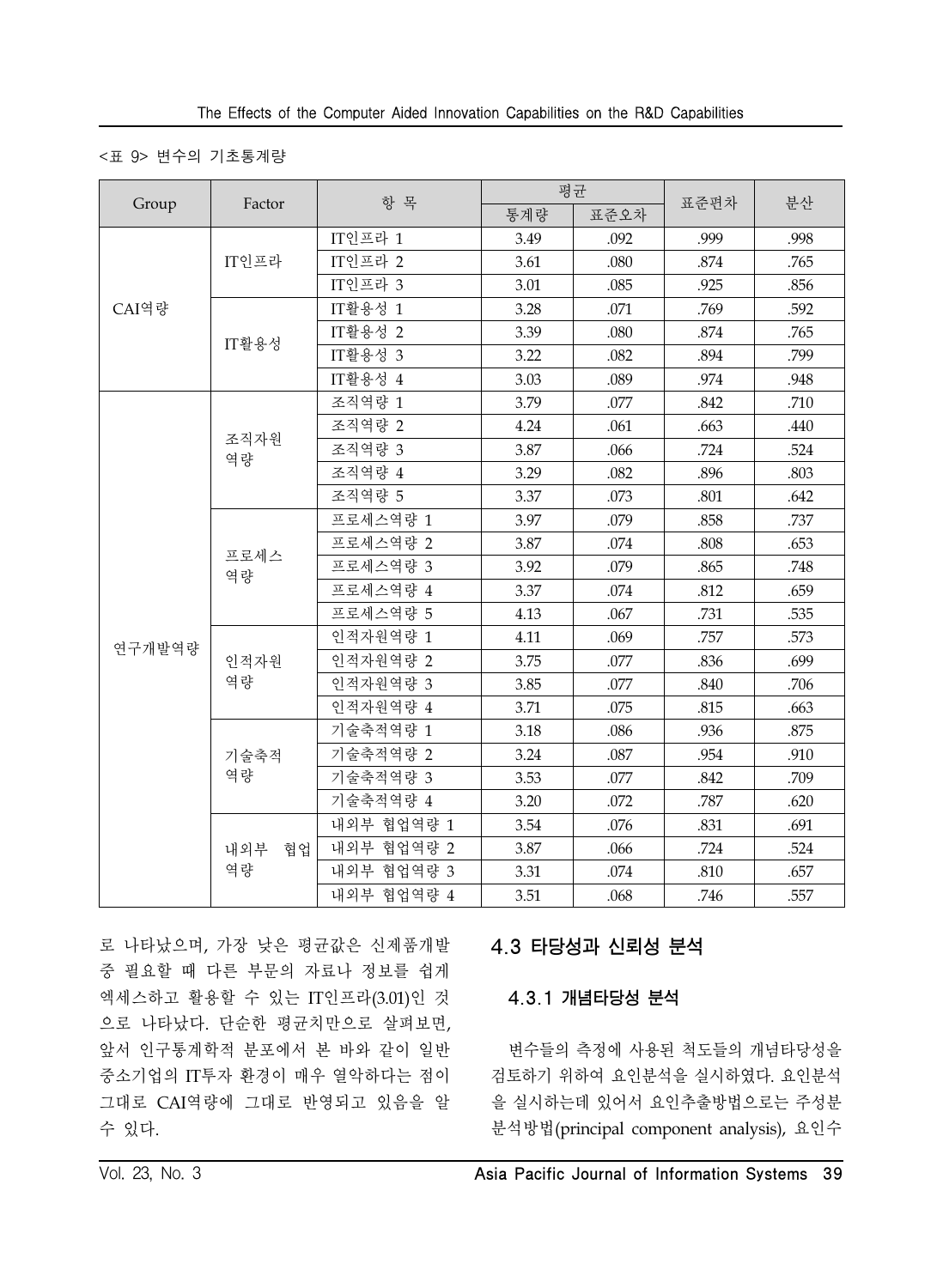<표 9> 변수의 기초통계량

| Group | Factor | 항 목 | 평균 | | 표준편차 | 분산 |
|---|---|---|---|---|---|---|
| | | | 통계량 | 표준오차 | | |
| CAI역량 | IT인프라 | IT인프라 1 | 3.49 | .092 | .999 | .998 |
| | | IT인프라 2 | 3.61 | .080 | .874 | .765 |
| | | IT인프라 3 | 3.01 | .085 | .925 | .856 |
| | IT활용성 | IT활용성 1 | 3.28 | .071 | .769 | .592 |
| | | IT활용성 2 | 3.39 | .080 | .874 | .765 |
| | | IT활용성 3 | 3.22 | .082 | .894 | .799 |
| | | IT활용성 4 | 3.03 | .089 | .974 | .948 |
| 연구개발역량 | 조직자원 역량 | 조직역량 1 | 3.79 | .077 | .842 | .710 |
| | | 조직역량 2 | 4.24 | .061 | .663 | .440 |
| | | 조직역량 3 | 3.87 | .066 | .724 | .524 |
| | | 조직역량 4 | 3.29 | .082 | .896 | .803 |
| | | 조직역량 5 | 3.37 | .073 | .801 | .642 |
| | 프로세스 역량 | 프로세스역량 1 | 3.97 | .079 | .858 | .737 |
| | | 프로세스역량 2 | 3.87 | .074 | .808 | .653 |
| | | 프로세스역량 3 | 3.92 | .079 | .865 | .748 |
| | | 프로세스역량 4 | 3.37 | .074 | .812 | .659 |
| | | 프로세스역량 5 | 4.13 | .067 | .731 | .535 |
| | 인적자원 역량 | 인적자원역량 1 | 4.11 | .069 | .757 | .573 |
| | | 인적자원역량 2 | 3.75 | .077 | .836 | .699 |
| | | 인적자원역량 3 | 3.85 | .077 | .840 | .706 |
| | | 인적자원역량 4 | 3.71 | .075 | .815 | .663 |
| | 기술축적 역량 | 기술축적역량 1 | 3.18 | .086 | .936 | .875 |
| | | 기술축적역량 2 | 3.24 | .087 | .954 | .910 |
| | | 기술축적역량 3 | 3.53 | .077 | .842 | .709 |
| | | 기술축적역량 4 | 3.20 | .072 | .787 | .620 |
| | 내외부 협업 역량 | 내외부 협업역량 1 | 3.54 | .076 | .831 | .691 |
| | | 내외부 협업역량 2 | 3.87 | .066 | .724 | .524 |
| | | 내외부 협업역량 3 | 3.31 | .074 | .810 | .657 |
| | | 내외부 협업역량 4 | 3.51 | .068 | .746 | .557 |

로 나타났으며, 가장 낮은 평균값은 신제품개발 중 필요할 때 다른 부문의 자료나 정보를 쉽게 엑세스하고 활용할 수 있는 IT인프라(3.01)인 것으로 나타났다. 단순한 평균치만으로 살펴보면, 앞서 인구통계학적 분포에서 본 바와 같이 일반 중소기업의 IT투자 환경이 매우 열악하다는 점이 그대로 CAI역량에 그대로 반영되고 있음을 알 수 있다.

## 4.3 타당성과 신뢰성 분석

### 4.3.1 개념타당성 분석

변수들의 측정에 사용된 척도들의 개념타당성을 검토하기 위하여 요인분석을 실시하였다. 요인분석을 실시하는데 있어서 요인추출방법으로는 주성분분석방법(principal component analysis), 요인수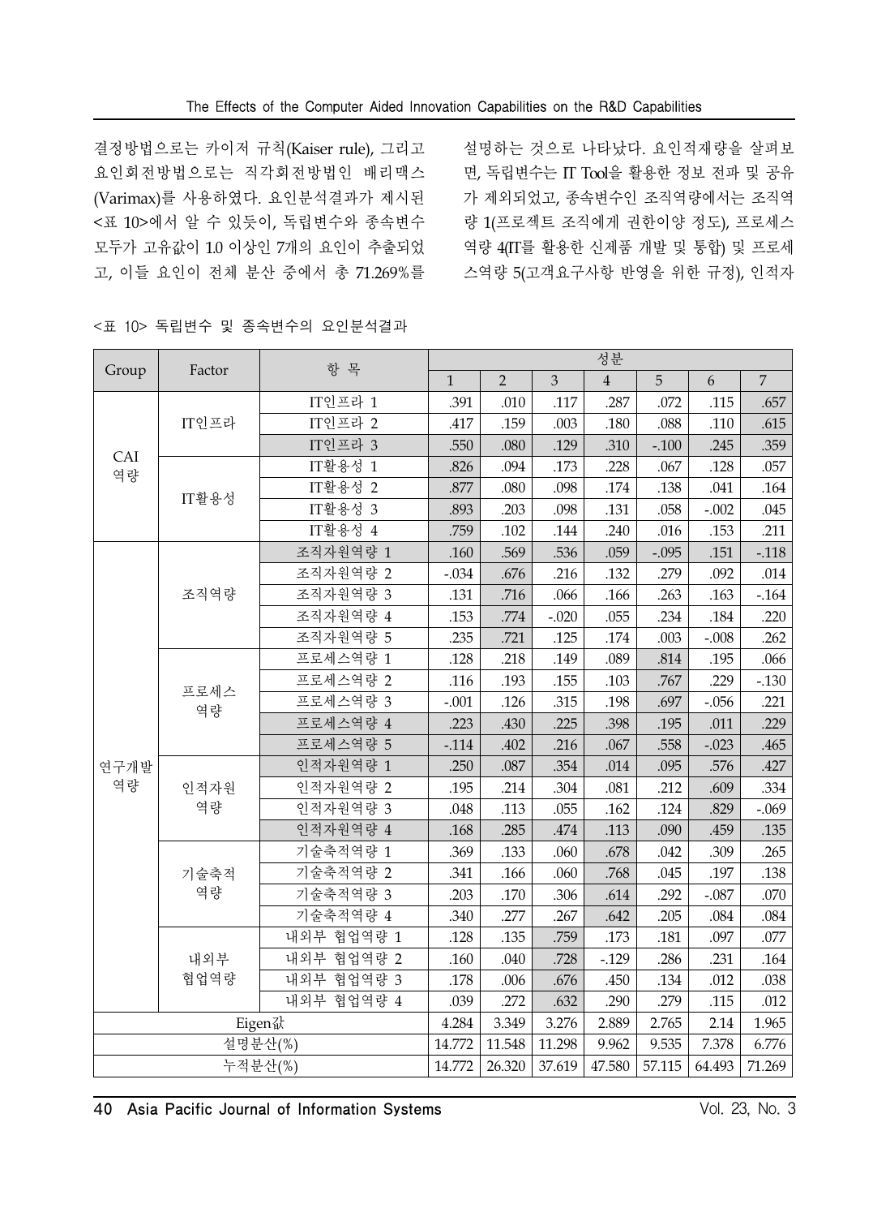결정방법으로는 카이저 규칙(Kaiser rule), 그리고 요인회전방법으로는 직각회전방법인 배리맥스(Varimax)를 사용하였다. 요인분석결과가 제시된 <표 10>에서 알 수 있듯이, 독립변수와 종속변수 모두가 고유값이 1.0 이상인 7개의 요인이 추출되었고, 이들 요인이 전체 분산 중에서 총 71.269%를 설명하는 것으로 나타났다. 요인적재량을 살펴보면, 독립변수는 IT Tool을 활용한 정보 전파 및 공유가 제외되었고, 종속변수인 조직역량에서는 조직역량 1(프로젝트 조직에게 권한이양 정도), 프로세스역량 4(IT를 활용한 신제품 개발 및 통합) 및 프로세스역량 5(고객요구사항 반영을 위한 규정), 인적자

<표 10> 독립변수 및 종속변수의 요인분석결과

| Group | Factor | 항 목 | 성분 | | | | | | |
|---|---|---|---|---|---|---|---|---|---|
| | | | 1 | 2 | 3 | 4 | 5 | 6 | 7 |
| CAI 역량 | IT인프라 | IT인프라 1 | .391 | .010 | .117 | .287 | .072 | .115 | .657 |
| | | IT인프라 2 | .417 | .159 | .003 | .180 | .088 | .110 | .615 |
| | | IT인프라 3 | .550 | .080 | .129 | .310 | -.100 | .245 | .359 |
| | IT활용성 | IT활용성 1 | .826 | .094 | .173 | .228 | .067 | .128 | .057 |
| | | IT활용성 2 | .877 | .080 | .098 | .174 | .138 | .041 | .164 |
| | | IT활용성 3 | .893 | .203 | .098 | .131 | .058 | -.002 | .045 |
| | | IT활용성 4 | .759 | .102 | .144 | .240 | .016 | .153 | .211 |
| 연구개발 역량 | 조직역량 | 조직자원역량 1 | .160 | .569 | .536 | .059 | -.095 | .151 | -.118 |
| | | 조직자원역량 2 | -.034 | .676 | .216 | .132 | .279 | .092 | .014 |
| | | 조직자원역량 3 | .131 | .716 | .066 | .166 | .263 | .163 | -.164 |
| | | 조직자원역량 4 | .153 | .774 | -.020 | .055 | .234 | .184 | .220 |
| | | 조직자원역량 5 | .235 | .721 | .125 | .174 | .003 | -.008 | .262 |
| | 프로세스 역량 | 프로세스역량 1 | .128 | .218 | .149 | .089 | .814 | .195 | .066 |
| | | 프로세스역량 2 | .116 | .193 | .155 | .103 | .767 | .229 | -.130 |
| | | 프로세스역량 3 | -.001 | .126 | .315 | .198 | .697 | -.056 | .221 |
| | | 프로세스역량 4 | .223 | .430 | .225 | .398 | .195 | .011 | .229 |
| | | 프로세스역량 5 | -.114 | .402 | .216 | .067 | .558 | -.023 | .465 |
| | 인적자원 역량 | 인적자원역량 1 | .250 | .087 | .354 | .014 | .095 | .576 | .427 |
| | | 인적자원역량 2 | .195 | .214 | .304 | .081 | .212 | .609 | .334 |
| | | 인적자원역량 3 | .048 | .113 | .055 | .162 | .124 | .829 | -.069 |
| | | 인적자원역량 4 | .168 | .285 | .474 | .113 | .090 | .459 | .135 |
| | 기술축적 역량 | 기술축적역량 1 | .369 | .133 | .060 | .678 | .042 | .309 | .265 |
| | | 기술축적역량 2 | .341 | .166 | .060 | .768 | .045 | .197 | .138 |
| | | 기술축적역량 3 | .203 | .170 | .306 | .614 | .292 | -.087 | .070 |
| | | 기술축적역량 4 | .340 | .277 | .267 | .642 | .205 | .084 | .084 |
| | 내외부 협업역량 | 내외부 협업역량 1 | .128 | .135 | .759 | .173 | .181 | .097 | .077 |
| | | 내외부 협업역량 2 | .160 | .040 | .728 | -.129 | .286 | .231 | .164 |
| | | 내외부 협업역량 3 | .178 | .006 | .676 | .450 | .134 | .012 | .038 |
| | | 내외부 협업역량 4 | .039 | .272 | .632 | .290 | .279 | .115 | .012 |
| Eigen값 | | | 4.284 | 3.349 | 3.276 | 2.889 | 2.765 | 2.14 | 1.965 |
| 설명분산(%) | | | 14.772 | 11.548 | 11.298 | 9.962 | 9.535 | 7.378 | 6.776 |
| 누적분산(%) | | | 14.772 | 26.320 | 37.619 | 47.580 | 57.115 | 64.493 | 71.269 |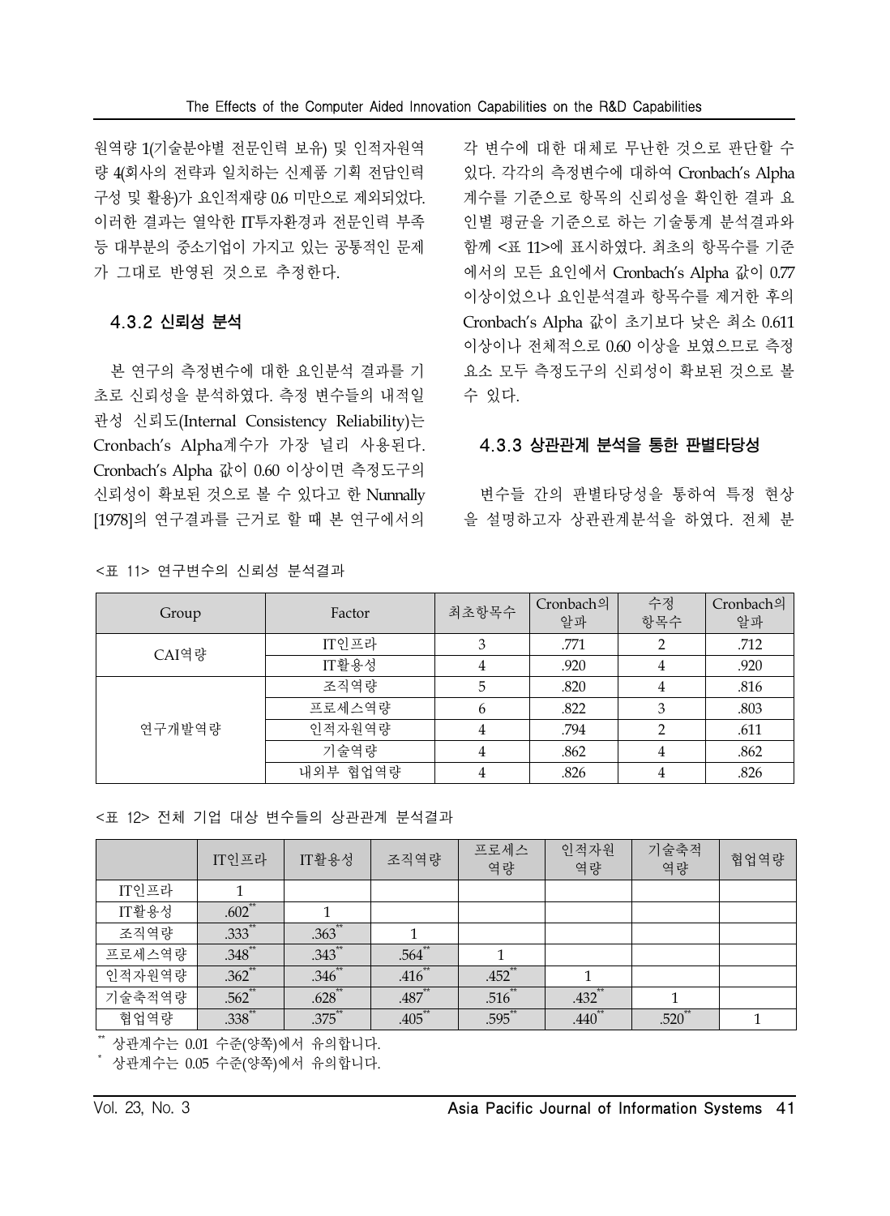원역량 1(기술분야별 전문인력 보유) 및 인적자원역량 4(회사의 전략과 일치하는 신제품 기획 전담인력 구성 및 활용)가 요인적재량 0.6 미만으로 제외되었다. 이러한 결과는 열악한 IT투자환경과 전문인력 부족 등 대부분의 중소기업이 가지고 있는 공통적인 문제가 그대로 반영된 것으로 추정한다.

### 4.3.2 신뢰성 분석

본 연구의 측정변수에 대한 요인분석 결과를 기초로 신뢰성을 분석하였다. 측정 변수들의 내적일관성 신뢰도(Internal Consistency Reliability)는 Cronbach's Alpha계수가 가장 널리 사용된다. Cronbach's Alpha 값이 0.60 이상이면 측정도구의 신뢰성이 확보된 것으로 볼 수 있다고 한 Nunnally [1978]의 연구결과를 근거로 할 때 본 연구에서의 각 변수에 대한 대체로 무난한 것으로 판단할 수 있다. 각각의 측정변수에 대하여 Cronbach's Alpha 계수를 기준으로 항목의 신뢰성을 확인한 결과 요인별 평균을 기준으로 하는 기술통계 분석결과와 함께 <표 11>에 표시하였다. 최초의 항목수를 기준에서의 모든 요인에서 Cronbach's Alpha 값이 0.77 이상이었으나 요인분석결과 항목수를 제거한 후의 Cronbach's Alpha 값이 초기보다 낮은 최소 0.611 이상이나 전체적으로 0.60 이상을 보였으므로 측정요소 모두 측정도구의 신뢰성이 확보된 것으로 볼 수 있다.

### 4.3.3 상관관계 분석을 통한 판별타당성

변수들 간의 판별타당성을 통하여 특정 현상을 설명하고자 상관관계분석을 하였다. 전체 분

<표 11> 연구변수의 신뢰성 분석결과

| Group | Factor | 최초항목수 | Cronbach의 알파 | 수정 항목수 | Cronbach의 알파 |
|---|---|---|---|---|---|
| CAI역량 | IT인프라 | 3 | .771 | 2 | .712 |
| | IT활용성 | 4 | .920 | 4 | .920 |
| 연구개발역량 | 조직역량 | 5 | .820 | 4 | .816 |
| | 프로세스역량 | 6 | .822 | 3 | .803 |
| | 인적자원역량 | 4 | .794 | 2 | .611 |
| | 기술역량 | 4 | .862 | 4 | .862 |
| | 내외부 협업역량 | 4 | .826 | 4 | .826 |

<표 12> 전체 기업 대상 변수들의 상관관계 분석결과

| | IT인프라 | IT활용성 | 조직역량 | 프로세스 역량 | 인적자원 역량 | 기술축적 역량 | 협업역량 |
|---|---|---|---|---|---|---|---|
| IT인프라 | 1 | | | | | | |
| IT활용성 | .602** | 1 | | | | | |
| 조직역량 | .333** | .363** | 1 | | | | |
| 프로세스역량 | .348** | .343** | .564** | 1 | | | |
| 인적자원역량 | .362** | .346** | .416** | .452** | 1 | | |
| 기술축적역량 | .562** | .628** | .487** | .516** | .432** | 1 | |
| 협업역량 | .338** | .375** | .405** | .595** | .440** | .520** | 1 |

** 상관계수는 0.01 수준(양쪽)에서 유의합니다.

\* 상관계수는 0.05 수준(양쪽)에서 유의합니다.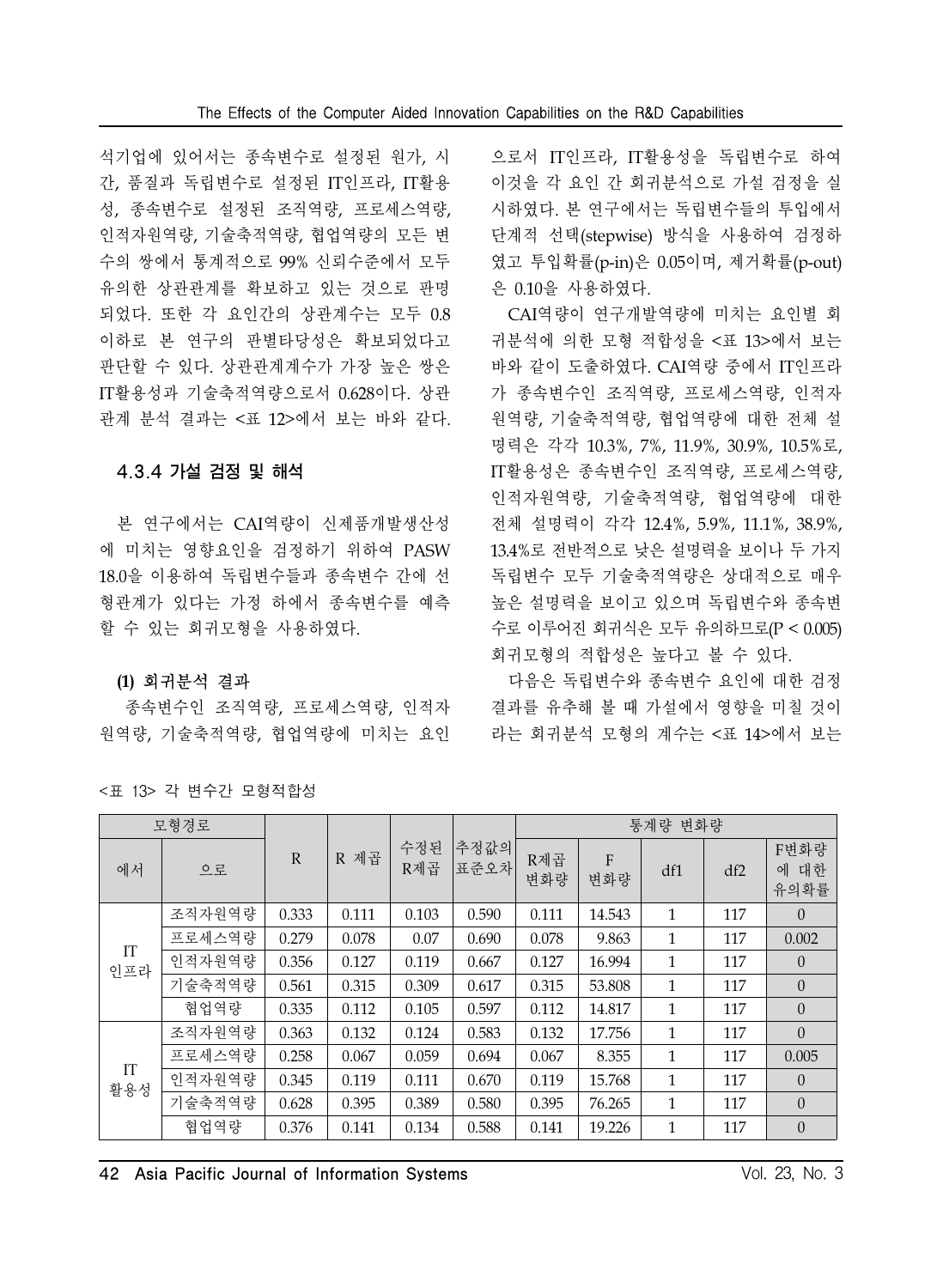석기업에 있어서는 종속변수로 설정된 원가, 시간, 품질과 독립변수로 설정된 IT인프라, IT활용성, 종속변수로 설정된 조직역량, 프로세스역량, 인적자원역량, 기술축적역량, 협업역량의 모든 변수의 쌍에서 통계적으로 99% 신뢰수준에서 모두 유의한 상관관계를 확보하고 있는 것으로 판명되었다. 또한 각 요인간의 상관계수는 모두 0.8 이하로 본 연구의 판별타당성은 확보되었다고 판단할 수 있다. 상관관계계수가 가장 높은 쌍은 IT활용성과 기술축적역량으로서 0.628이다. 상관관계 분석 결과는 <표 12>에서 보는 바와 같다.

### 4.3.4 가설 검정 및 해석

본 연구에서는 CAI역량이 신제품개발생산성에 미치는 영향요인을 검정하기 위하여 PASW 18.0을 이용하여 독립변수들과 종속변수 간에 선형관계가 있다는 가정 하에서 종속변수를 예측할 수 있는 회귀모형을 사용하였다.

**(1) 회귀분석 결과**

종속변수인 조직역량, 프로세스역량, 인적자원역량, 기술축적역량, 협업역량에 미치는 요인으로서 IT인프라, IT활용성을 독립변수로 하여 이것을 각 요인 간 회귀분석으로 가설 검정을 실시하였다. 본 연구에서는 독립변수들의 투입에서 단계적 선택(stepwise) 방식을 사용하여 검정하였고 투입확률(p-in)은 0.05이며, 제거확률(p-out)은 0.10을 사용하였다.

CAI역량이 연구개발역량에 미치는 요인별 회귀분석에 의한 모형 적합성을 <표 13>에서 보는 바와 같이 도출하였다. CAI역량 중에서 IT인프라가 종속변수인 조직역량, 프로세스역량, 인적자원역량, 기술축적역량, 협업역량에 대한 전체 설명력은 각각 10.3%, 7%, 11.9%, 30.9%, 10.5%로, IT활용성은 종속변수인 조직역량, 프로세스역량, 인적자원역량, 기술축적역량, 협업역량에 대한 전체 설명력이 각각 12.4%, 5.9%, 11.1%, 38.9%, 13.4%로 전반적으로 낮은 설명력을 보이나 두 가지 독립변수 모두 기술축적역량은 상대적으로 매우 높은 설명력을 보이고 있으며 독립변수와 종속변수로 이루어진 회귀식은 모두 유의하므로($P < 0.005$) 회귀모형의 적합성은 높다고 볼 수 있다.

다음은 독립변수와 종속변수 요인에 대한 검정 결과를 유추해 볼 때 가설에서 영향을 미칠 것이라는 회귀분석 모형의 계수는 <표 14>에서 보는

<표 13> 각 변수간 모형적합성

| 모형경로 | | R | R 제곱 | 수정된 R제곱 | 추정값의 표준오차 | 통계량 변화량 | | | | |
|---|---|---|---|---|---|---|---|---|---|---|
| 에서 | 으로 | | | | | R제곱 변화량 | F 변화량 | df1 | df2 | F변화량에 대한 유의확률 |
| IT 인프라 | 조직자원역량 | 0.333 | 0.111 | 0.103 | 0.590 | 0.111 | 14.543 | 1 | 117 | 0 |
| | 프로세스역량 | 0.279 | 0.078 | 0.07 | 0.690 | 0.078 | 9.863 | 1 | 117 | 0.002 |
| | 인적자원역량 | 0.356 | 0.127 | 0.119 | 0.667 | 0.127 | 16.994 | 1 | 117 | 0 |
| | 기술축적역량 | 0.561 | 0.315 | 0.309 | 0.617 | 0.315 | 53.808 | 1 | 117 | 0 |
| | 협업역량 | 0.335 | 0.112 | 0.105 | 0.597 | 0.112 | 14.817 | 1 | 117 | 0 |
| IT 활용성 | 조직자원역량 | 0.363 | 0.132 | 0.124 | 0.583 | 0.132 | 17.756 | 1 | 117 | 0 |
| | 프로세스역량 | 0.258 | 0.067 | 0.059 | 0.694 | 0.067 | 8.355 | 1 | 117 | 0.005 |
| | 인적자원역량 | 0.345 | 0.119 | 0.111 | 0.670 | 0.119 | 15.768 | 1 | 117 | 0 |
| | 기술축적역량 | 0.628 | 0.395 | 0.389 | 0.580 | 0.395 | 76.265 | 1 | 117 | 0 |
| | 협업역량 | 0.376 | 0.141 | 0.134 | 0.588 | 0.141 | 19.226 | 1 | 117 | 0 |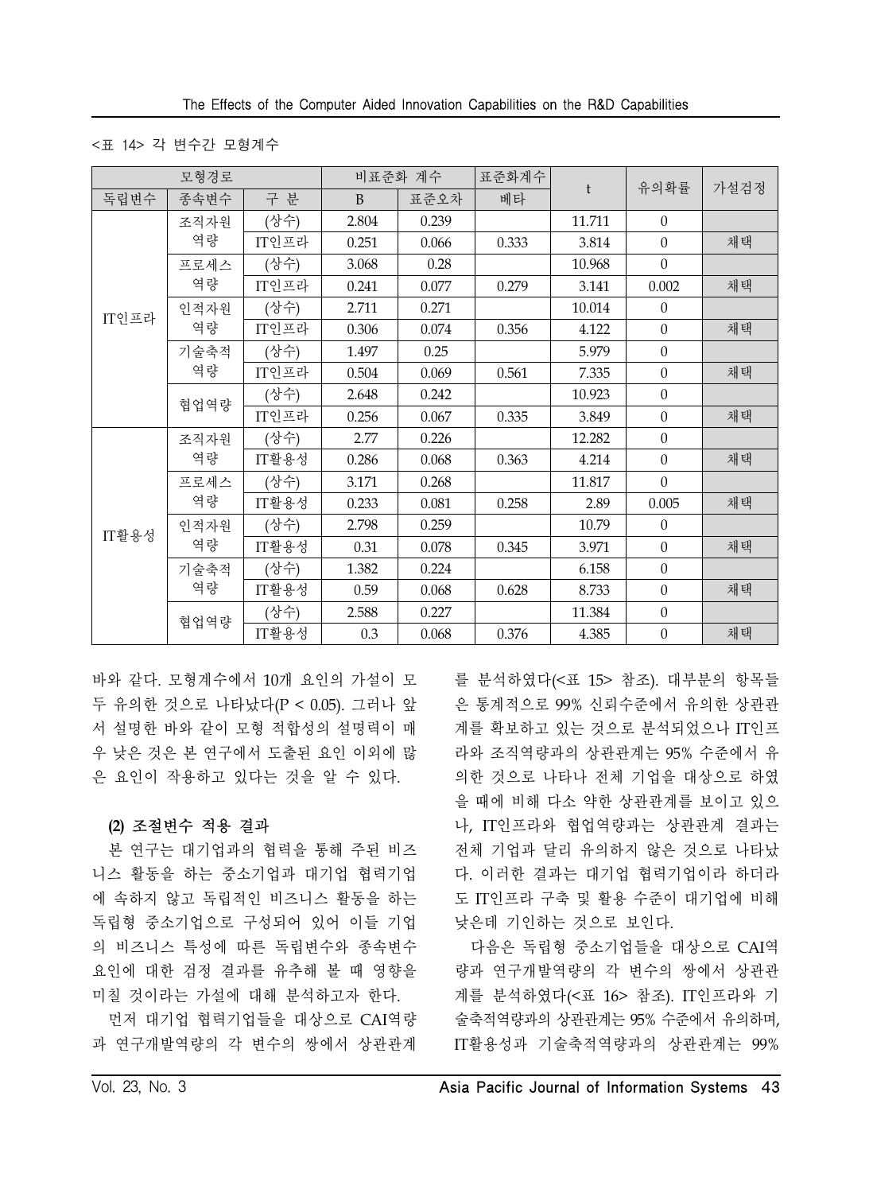<표 14> 각 변수간 모형계수

| 모형경로 | | | 비표준화 계수 | | 표준화계수 | t | 유의확률 | 가설검정 |
|---|---|---|---|---|---|---|---|---|
| 독립변수 | 종속변수 | 구 분 | B | 표준오차 | 베타 | | | |
| IT인프라 | 조직자원 역량 | (상수) | 2.804 | 0.239 | | 11.711 | 0 | |
| | | IT인프라 | 0.251 | 0.066 | 0.333 | 3.814 | 0 | 채택 |
| | 프로세스 역량 | (상수) | 3.068 | 0.28 | | 10.968 | 0 | |
| | | IT인프라 | 0.241 | 0.077 | 0.279 | 3.141 | 0.002 | 채택 |
| | 인적자원 역량 | (상수) | 2.711 | 0.271 | | 10.014 | 0 | |
| | | IT인프라 | 0.306 | 0.074 | 0.356 | 4.122 | 0 | 채택 |
| | 기술축적 역량 | (상수) | 1.497 | 0.25 | | 5.979 | 0 | |
| | | IT인프라 | 0.504 | 0.069 | 0.561 | 7.335 | 0 | 채택 |
| | 협업역량 | (상수) | 2.648 | 0.242 | | 10.923 | 0 | |
| | | IT인프라 | 0.256 | 0.067 | 0.335 | 3.849 | 0 | 채택 |
| IT활용성 | 조직자원 역량 | (상수) | 2.77 | 0.226 | | 12.282 | 0 | |
| | | IT활용성 | 0.286 | 0.068 | 0.363 | 4.214 | 0 | 채택 |
| | 프로세스 역량 | (상수) | 3.171 | 0.268 | | 11.817 | 0 | |
| | | IT활용성 | 0.233 | 0.081 | 0.258 | 2.89 | 0.005 | 채택 |
| | 인적자원 역량 | (상수) | 2.798 | 0.259 | | 10.79 | 0 | |
| | | IT활용성 | 0.31 | 0.078 | 0.345 | 3.971 | 0 | 채택 |
| | 기술축적 역량 | (상수) | 1.382 | 0.224 | | 6.158 | 0 | |
| | | IT활용성 | 0.59 | 0.068 | 0.628 | 8.733 | 0 | 채택 |
| | 협업역량 | (상수) | 2.588 | 0.227 | | 11.384 | 0 | |
| | | IT활용성 | 0.3 | 0.068 | 0.376 | 4.385 | 0 | 채택 |

바와 같다. 모형계수에서 10개 요인의 가설이 모두 유의한 것으로 나타났다($P < 0.05$). 그러나 앞서 설명한 바와 같이 모형 적합성의 설명력이 매우 낮은 것은 본 연구에서 도출된 요인 이외에 많은 요인이 작용하고 있다는 것을 알 수 있다.

**(2) 조절변수 적용 결과**

본 연구는 대기업과의 협력을 통해 주된 비즈니스 활동을 하는 중소기업과 대기업 협력기업에 속하지 않고 독립적인 비즈니스 활동을 하는 독립형 중소기업으로 구성되어 있어 이들 기업의 비즈니스 특성에 따른 독립변수와 종속변수 요인에 대한 검정 결과를 유추해 볼 때 영향을 미칠 것이라는 가설에 대해 분석하고자 한다.

먼저 대기업 협력기업들을 대상으로 CAI역량과 연구개발역량의 각 변수의 쌍에서 상관관계를 분석하였다(<표 15> 참조). 대부분의 항목들은 통계적으로 99% 신뢰수준에서 유의한 상관관계를 확보하고 있는 것으로 분석되었으나 IT인프라와 조직역량과의 상관관계는 95% 수준에서 유의한 것으로 나타나 전체 기업을 대상으로 하였을 때에 비해 다소 약한 상관관계를 보이고 있으나, IT인프라와 협업역량과는 상관관계 결과는 전체 기업과 달리 유의하지 않은 것으로 나타났다. 이러한 결과는 대기업 협력기업이라 하더라도 IT인프라 구축 및 활용 수준이 대기업에 비해 낮은데 기인하는 것으로 보인다.

다음은 독립형 중소기업들을 대상으로 CAI역량과 연구개발역량의 각 변수의 쌍에서 상관관계를 분석하였다(<표 16> 참조). IT인프라와 기술축적역량과의 상관관계는 95% 수준에서 유의하며, IT활용성과 기술축적역량과의 상관관계는 99%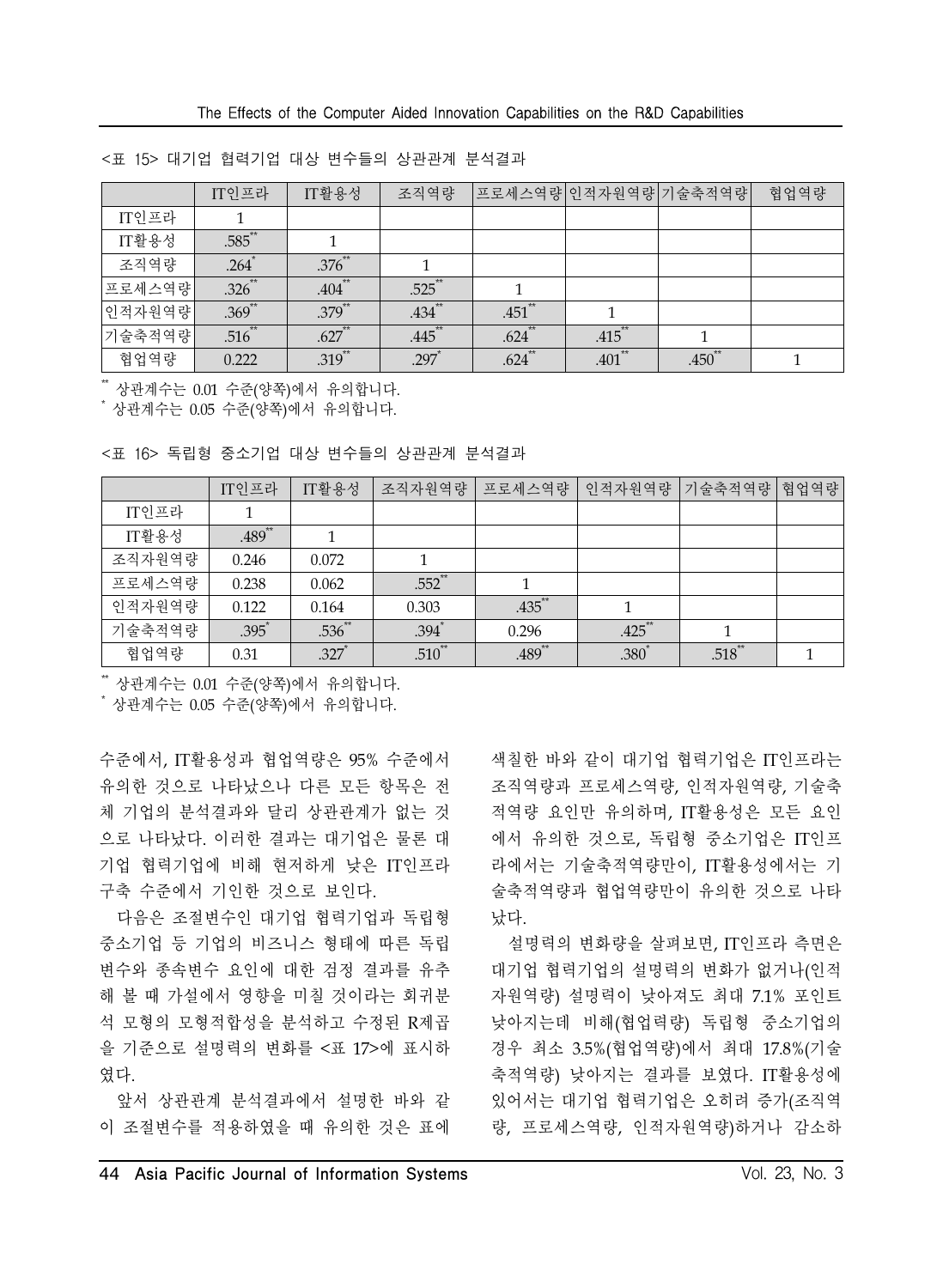<표 15> 대기업 협력기업 대상 변수들의 상관관계 분석결과

| | IT인프라 | IT활용성 | 조직역량 | 프로세스역량 | 인적자원역량 | 기술축적역량 | 협업역량 |
|---|---|---|---|---|---|---|---|
| IT인프라 | 1 | | | | | | |
| IT활용성 | .585** | 1 | | | | | |
| 조직역량 | .264* | .376** | 1 | | | | |
| 프로세스역량 | .326** | .404** | .525** | 1 | | | |
| 인적자원역량 | .369** | .379** | .434** | .451** | 1 | | |
| 기술축적역량 | .516** | .627** | .445** | .624** | .415** | 1 | |
| 협업역량 | 0.222 | .319** | .297* | .624** | .401** | .450** | 1 |

** 상관계수는 0.01 수준(양쪽)에서 유의합니다.
* 상관계수는 0.05 수준(양쪽)에서 유의합니다.

<표 16> 독립형 중소기업 대상 변수들의 상관관계 분석결과

| | IT인프라 | IT활용성 | 조직자원역량 | 프로세스역량 | 인적자원역량 | 기술축적역량 | 협업역량 |
|---|---|---|---|---|---|---|---|
| IT인프라 | 1 | | | | | | |
| IT활용성 | .489** | 1 | | | | | |
| 조직자원역량 | 0.246 | 0.072 | 1 | | | | |
| 프로세스역량 | 0.238 | 0.062 | .552** | 1 | | | |
| 인적자원역량 | 0.122 | 0.164 | 0.303 | .435** | 1 | | |
| 기술축적역량 | .395* | .536** | .394* | 0.296 | .425** | 1 | |
| 협업역량 | 0.31 | .327* | .510** | .489** | .380* | .518** | 1 |

** 상관계수는 0.01 수준(양쪽)에서 유의합니다.
* 상관계수는 0.05 수준(양쪽)에서 유의합니다.

수준에서, IT활용성과 협업역량은 95% 수준에서 유의한 것으로 나타났으나 다른 모든 항목은 전체 기업의 분석결과와 달리 상관관계가 없는 것으로 나타났다. 이러한 결과는 대기업은 물론 대기업 협력기업에 비해 현저하게 낮은 IT인프라 구축 수준에서 기인한 것으로 보인다.

다음은 조절변수인 대기업 협력기업과 독립형 중소기업 등 기업의 비즈니스 형태에 따른 독립변수와 종속변수 요인에 대한 검정 결과를 유추해 볼 때 가설에서 영향을 미칠 것이라는 회귀분석 모형의 모형적합성을 분석하고 수정된 R제곱을 기준으로 설명력의 변화를 <표 17>에 표시하였다.

앞서 상관관계 분석결과에서 설명한 바와 같이 조절변수를 적용하였을 때 유의한 것은 표에 색칠한 바와 같이 대기업 협력기업은 IT인프라는 조직역량과 프로세스역량, 인적자원역량, 기술축적역량 요인만 유의하며, IT활용성은 모든 요인에서 유의한 것으로, 독립형 중소기업은 IT인프라에서는 기술축적역량만이, IT활용성에서는 기술축적역량과 협업역량만이 유의한 것으로 나타났다.

설명력의 변화량을 살펴보면, IT인프라 측면은 대기업 협력기업의 설명력의 변화가 없거나(인적자원역량) 설명력이 낮아져도 최대 7.1% 포인트 낮아지는데 비해(협업력량) 독립형 중소기업의 경우 최소 3.5%(협업역량)에서 최대 17.8%(기술축적역량) 낮아지는 결과를 보였다. IT활용성에 있어서는 대기업 협력기업은 오히려 증가(조직역량, 프로세스역량, 인적자원역량)하거나 감소하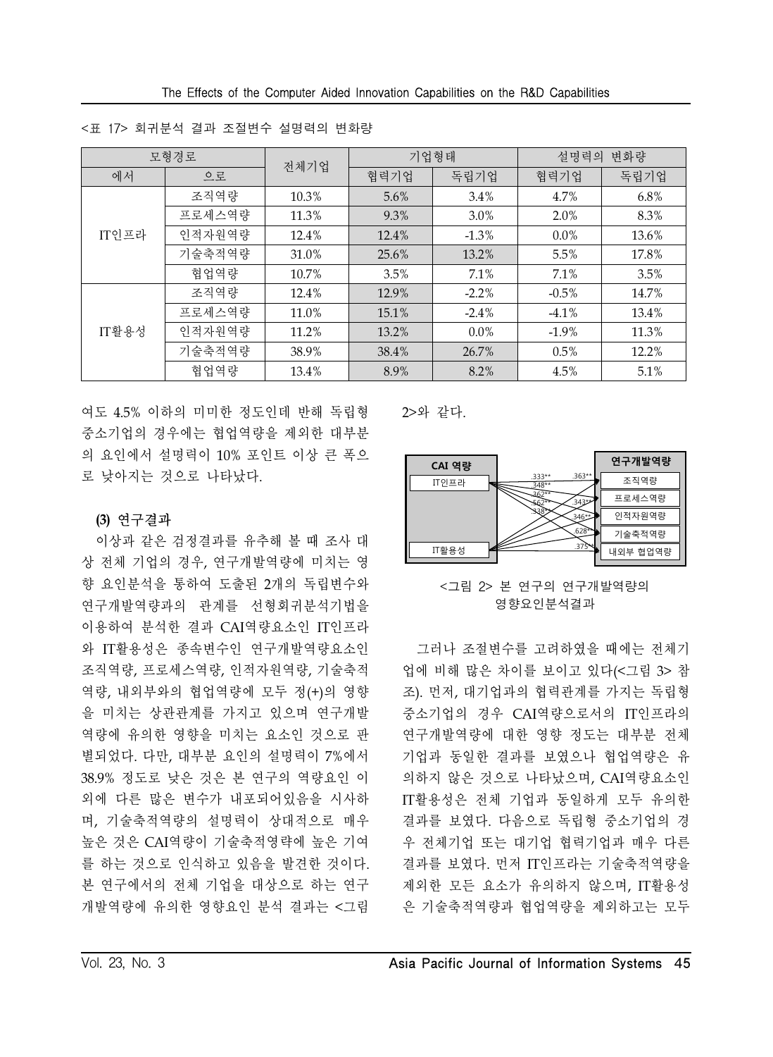<표 17> 회귀분석 결과 조절변수 설명력의 변화량

| 모형경로 | | 전체기업 | 기업형태 | | 설명력의 변화량 | |
|---|---|---|---|---|---|---|
| 에서 | 으로 | | 협력기업 | 독립기업 | 협력기업 | 독립기업 |
| IT인프라 | 조직역량 | 10.3% | 5.6% | 3.4% | 4.7% | 6.8% |
| | 프로세스역량 | 11.3% | 9.3% | 3.0% | 2.0% | 8.3% |
| | 인적자원역량 | 12.4% | 12.4% | -1.3% | 0.0% | 13.6% |
| | 기술축적역량 | 31.0% | 25.6% | 13.2% | 5.5% | 17.8% |
| | 협업역량 | 10.7% | 3.5% | 7.1% | 7.1% | 3.5% |
| IT활용성 | 조직역량 | 12.4% | 12.9% | -2.2% | -0.5% | 14.7% |
| | 프로세스역량 | 11.0% | 15.1% | -2.4% | -4.1% | 13.4% |
| | 인적자원역량 | 11.2% | 13.2% | 0.0% | -1.9% | 11.3% |
| | 기술축적역량 | 38.9% | 38.4% | 26.7% | 0.5% | 12.2% |
| | 협업역량 | 13.4% | 8.9% | 8.2% | 4.5% | 5.1% |

여도 4.5% 이하의 미미한 정도인데 반해 독립형 중소기업의 경우에는 협업역량을 제외한 대부분의 요인에서 설명력이 10% 포인트 이상 큰 폭으로 낮아지는 것으로 나타났다.

**(3) 연구결과**

이상과 같은 검정결과를 유추해 볼 때 조사 대상 전체 기업의 경우, 연구개발역량에 미치는 영향 요인분석을 통하여 도출된 2개의 독립변수와 연구개발역량과의 관계를 선형회귀분석기법을 이용하여 분석한 결과 CAI역량요소인 IT인프라와 IT활용성은 종속변수인 연구개발역량요소인 조직역량, 프로세스역량, 인적자원역량, 기술축적역량, 내외부와의 협업역량에 모두 정(+)의 영향을 미치는 상관관계를 가지고 있으며 연구개발역량에 유의한 영향을 미치는 요소인 것으로 판별되었다. 다만, 대부분 요인의 설명력이 7%에서 38.9% 정도로 낮은 것은 본 연구의 역량요인 이외에 다른 많은 변수가 내포되어있음을 시사하며, 기술축적역량의 설명력이 상대적으로 매우 높은 것은 CAI역량이 기술축적영량에 높은 기여를 하는 것으로 인식하고 있음을 발견한 것이다. 본 연구에서의 전체 기업을 대상으로 하는 연구개발역량에 유의한 영향요인 분석 결과는 <그림 2>와 같다.

<그림 2> 본 연구의 연구개발역량의 영향요인분석결과

그러나 조절변수를 고려하였을 때에는 전체기업에 비해 많은 차이를 보이고 있다(<그림 3> 참조). 먼저, 대기업과의 협력관계를 가지는 독립형 중소기업의 경우 CAI역량으로서의 IT인프라의 연구개발역량에 대한 영향 정도는 대부분 전체 기업과 동일한 결과를 보였으나 협업역량은 유의하지 않은 것으로 나타났으며, CAI역량요소인 IT활용성은 전체 기업과 동일하게 모두 유의한 결과를 보였다. 다음으로 독립형 중소기업의 경우 전체기업 또는 대기업 협력기업과 매우 다른 결과를 보였다. 먼저 IT인프라는 기술축적역량을 제외한 모든 요소가 유의하지 않으며, IT활용성은 기술축적역량과 협업역량을 제외하고는 모두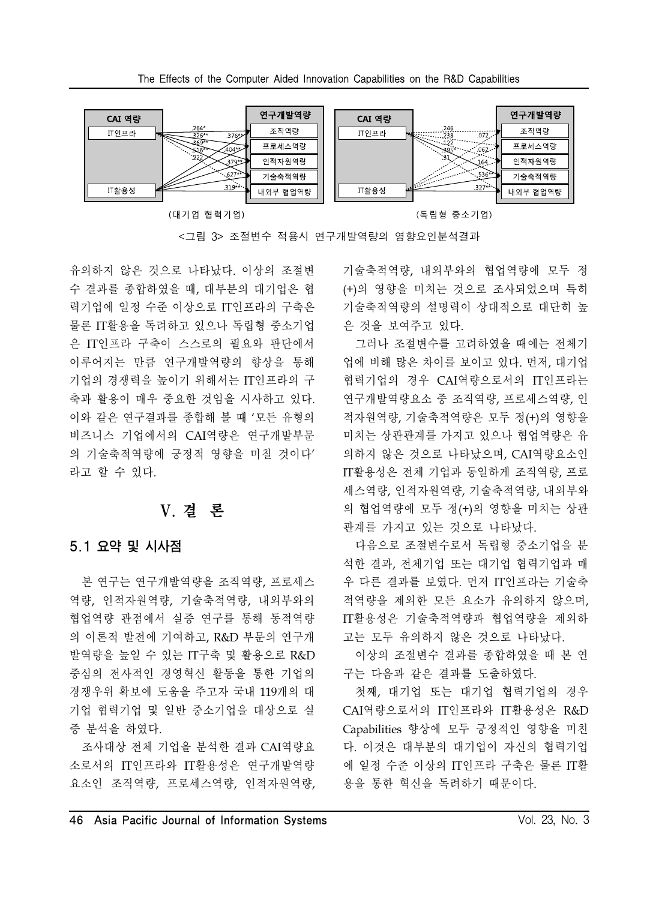(대기업 협력기업) (독립형 중소기업)

<그림 3> 조절변수 적용시 연구개발역량의 영향요인분석결과

유의하지 않은 것으로 나타났다. 이상의 조절변수 결과를 종합하였을 때, 대부분의 대기업은 협력기업에 일정 수준 이상으로 IT인프라의 구축은 물론 IT활용을 독려하고 있으나 독립형 중소기업은 IT인프라 구축이 스스로의 필요와 판단에서 이루어지는 만큼 연구개발역량의 향상을 통해 기업의 경쟁력을 높이기 위해서는 IT인프라의 구축과 활용이 매우 중요한 것임을 시사하고 있다. 이와 같은 연구결과를 종합해 볼 때 '모든 유형의 비즈니스 기업에서의 CAI역량은 연구개발부문의 기술축적역량에 긍정적 영향을 미칠 것이다'라고 할 수 있다.

# V. 결 론

## 5.1 요약 및 시사점

본 연구는 연구개발역량을 조직역량, 프로세스역량, 인적자원역량, 기술축적역량, 내외부와의 협업역량 관점에서 실증 연구를 통해 동적역량의 이론적 발전에 기여하고, R&D 부문의 연구개발역량을 높일 수 있는 IT구축 및 활용으로 R&D 중심의 전사적인 경영혁신 활동을 통한 기업의 경쟁우위 확보에 도움을 주고자 국내 119개의 대기업 협력기업 및 일반 중소기업을 대상으로 실증 분석을 하였다.

조사대상 전체 기업을 분석한 결과 CAI역량요소로서의 IT인프라와 IT활용성은 연구개발역량요소인 조직역량, 프로세스역량, 인적자원역량, 기술축적역량, 내외부와의 협업역량에 모두 정(+)의 영향을 미치는 것으로 조사되었으며 특히 기술축적역량의 설명력이 상대적으로 대단히 높은 것을 보여주고 있다.

그러나 조절변수를 고려하였을 때에는 전체기업에 비해 많은 차이를 보이고 있다. 먼저, 대기업 협력기업의 경우 CAI역량으로서의 IT인프라는 연구개발역량요소 중 조직역량, 프로세스역량, 인적자원역량, 기술축적역량은 모두 정(+)의 영향을 미치는 상관관계를 가지고 있으나 협업역량은 유의하지 않은 것으로 나타났으며, CAI역량요소인 IT활용성은 전체 기업과 동일하게 조직역량, 프로세스역량, 인적자원역량, 기술축적역량, 내외부와의 협업역량에 모두 정(+)의 영향을 미치는 상관관계를 가지고 있는 것으로 나타났다.

다음으로 조절변수로서 독립형 중소기업을 분석한 결과, 전체기업 또는 대기업 협력기업과 매우 다른 결과를 보였다. 먼저 IT인프라는 기술축적역량을 제외한 모든 요소가 유의하지 않으며, IT활용성은 기술축적역량과 협업역량을 제외하고는 모두 유의하지 않은 것으로 나타났다.

이상의 조절변수 결과를 종합하였을 때 본 연구는 다음과 같은 결과를 도출하였다.

첫째, 대기업 또는 대기업 협력기업의 경우 CAI역량으로서의 IT인프라와 IT활용성은 R&D Capabilities 향상에 모두 긍정적인 영향을 미친다. 이것은 대부분의 대기업이 자신의 협력기업에 일정 수준 이상의 IT인프라 구축은 물론 IT활용을 통한 혁신을 독려하기 때문이다.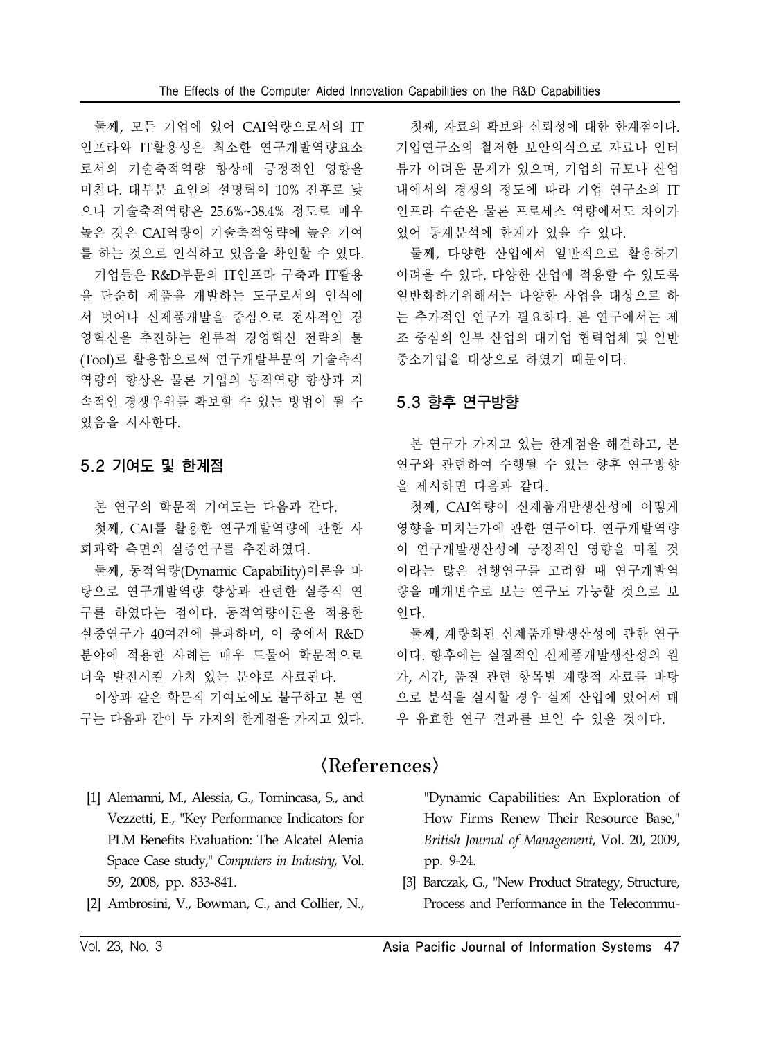둘째, 모든 기업에 있어 CAI역량으로서의 IT 인프라와 IT활용성은 최소한 연구개발역량요소로서의 기술축적역량 향상에 긍정적인 영향을 미친다. 대부분 요인의 설명력이 10% 전후로 낮으나 기술축적역량은 25.6%~38.4% 정도로 매우 높은 것은 CAI역량이 기술축적영략에 높은 기여를 하는 것으로 인식하고 있음을 확인할 수 있다.

기업들은 R&D부문의 IT인프라 구축과 IT활용을 단순히 제품을 개발하는 도구로서의 인식에서 벗어나 신제품개발을 중심으로 전사적인 경영혁신을 추진하는 원류적 경영혁신 전략의 툴(Tool)로 활용함으로써 연구개발부문의 기술축적역량의 향상은 물론 기업의 동적역량 향상과 지속적인 경쟁우위를 확보할 수 있는 방법이 될 수 있음을 시사한다.

## 5.2 기여도 및 한계점

본 연구의 학문적 기여도는 다음과 같다.

첫째, CAI를 활용한 연구개발역량에 관한 사회과학 측면의 실증연구를 추진하였다.

둘째, 동적역량(Dynamic Capability)이론을 바탕으로 연구개발역량 향상과 관련한 실증적 연구를 하였다는 점이다. 동적역량이론을 적용한 실증연구가 40여건에 불과하며, 이 중에서 R&D 분야에 적용한 사례는 매우 드물어 학문적으로 더욱 발전시킬 가치 있는 분야로 사료된다.

이상과 같은 학문적 기여도에도 불구하고 본 연구는 다음과 같이 두 가지의 한계점을 가지고 있다.

첫째, 자료의 확보와 신뢰성에 대한 한계점이다. 기업연구소의 철저한 보안의식으로 자료나 인터뷰가 어려운 문제가 있으며, 기업의 규모나 산업 내에서의 경쟁의 정도에 따라 기업 연구소의 IT 인프라 수준은 물론 프로세스 역량에서도 차이가 있어 통계분석에 한계가 있을 수 있다.

둘째, 다양한 산업에서 일반적으로 활용하기 어려울 수 있다. 다양한 산업에 적용할 수 있도록 일반화하기위해서는 다양한 사업을 대상으로 하는 추가적인 연구가 필요하다. 본 연구에서는 제조 중심의 일부 산업의 대기업 협력업체 및 일반 중소기업을 대상으로 하였기 때문이다.

## 5.3 향후 연구방향

본 연구가 가지고 있는 한계점을 해결하고, 본 연구와 관련하여 수행될 수 있는 향후 연구방향을 제시하면 다음과 같다.

첫째, CAI역량이 신제품개발생산성에 어떻게 영향을 미치는가에 관한 연구이다. 연구개발역량이 연구개발생산성에 긍정적인 영향을 미칠 것이라는 많은 선행연구를 고려할 때 연구개발역량을 매개변수로 보는 연구도 가능할 것으로 보인다.

둘째, 계량화된 신제품개발생산성에 관한 연구이다. 향후에는 실질적인 신제품개발생산성의 원가, 시간, 품질 관련 항목별 계량적 자료를 바탕으로 분석을 실시할 경우 실제 산업에 있어서 매우 유효한 연구 결과를 보일 수 있을 것이다.

## 〈References〉

[1] Alemanni, M., Alessia, G., Tornincasa, S., and Vezzetti, E., "Key Performance Indicators for PLM Benefits Evaluation: The Alcatel Alenia Space Case study," *Computers in Industry*, Vol. 59, 2008, pp. 833-841.

[2] Ambrosini, V., Bowman, C., and Collier, N., "Dynamic Capabilities: An Exploration of How Firms Renew Their Resource Base," *British Journal of Management*, Vol. 20, 2009, pp. 9-24.

[3] Barczak, G., "New Product Strategy, Structure, Process and Performance in the Telecommu-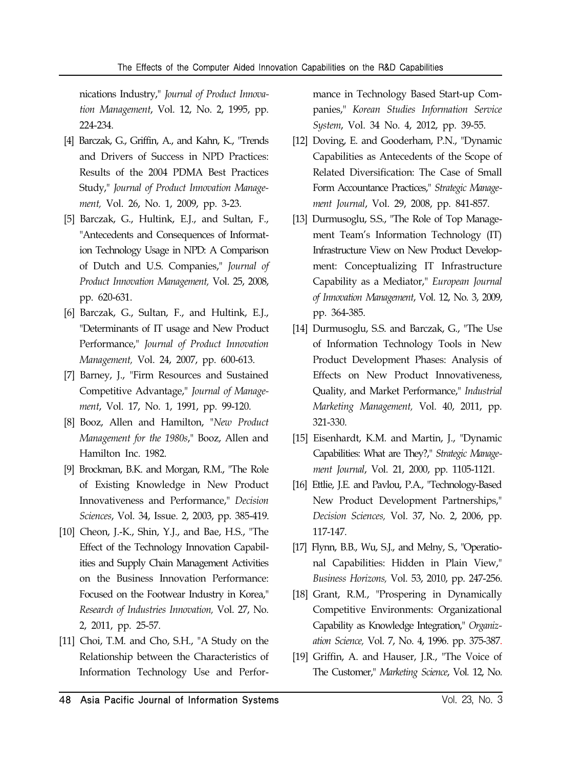nications Industry," *Journal of Product Innovation Management*, Vol. 12, No. 2, 1995, pp. 224-234.

[4] Barczak, G., Griffin, A., and Kahn, K., "Trends and Drivers of Success in NPD Practices: Results of the 2004 PDMA Best Practices Study," *Journal of Product Innovation Management,* Vol. 26, No. 1, 2009, pp. 3-23.

[5] Barczak, G., Hultink, E.J., and Sultan, F., "Antecedents and Consequences of Information Technology Usage in NPD: A Comparison of Dutch and U.S. Companies," *Journal of Product Innovation Management,* Vol. 25, 2008, pp. 620-631.

[6] Barczak, G., Sultan, F., and Hultink, E.J., "Determinants of IT usage and New Product Performance," *Journal of Product Innovation Management,* Vol. 24, 2007, pp. 600-613.

[7] Barney, J., "Firm Resources and Sustained Competitive Advantage," *Journal of Management*, Vol. 17, No. 1, 1991, pp. 99-120.

[8] Booz, Allen and Hamilton, "*New Product Management for the 1980s*," Booz, Allen and Hamilton Inc. 1982.

[9] Brockman, B.K. and Morgan, R.M., "The Role of Existing Knowledge in New Product Innovativeness and Performance," *Decision Sciences*, Vol. 34, Issue. 2, 2003, pp. 385-419.

[10] Cheon, J.-K., Shin, Y.J., and Bae, H.S., "The Effect of the Technology Innovation Capabilities and Supply Chain Management Activities on the Business Innovation Performance: Focused on the Footwear Industry in Korea," *Research of Industries Innovation,* Vol. 27, No. 2, 2011, pp. 25-57.

[11] Choi, T.M. and Cho, S.H., "A Study on the Relationship between the Characteristics of Information Technology Use and Performance in Technology Based Start-up Companies," *Korean Studies Information Service System*, Vol. 34 No. 4, 2012, pp. 39-55.

[12] Doving, E. and Gooderham, P.N., "Dynamic Capabilities as Antecedents of the Scope of Related Diversification: The Case of Small Form Accountance Practices," *Strategic Management Journal*, Vol. 29, 2008, pp. 841-857.

[13] Durmusoglu, S.S., "The Role of Top Management Team's Information Technology (IT) Infrastructure View on New Product Development: Conceptualizing IT Infrastructure Capability as a Mediator," *European Journal of Innovation Management*, Vol. 12, No. 3, 2009, pp. 364-385.

[14] Durmusoglu, S.S. and Barczak, G., "The Use of Information Technology Tools in New Product Development Phases: Analysis of Effects on New Product Innovativeness, Quality, and Market Performance," *Industrial Marketing Management,* Vol. 40, 2011, pp. 321-330.

[15] Eisenhardt, K.M. and Martin, J., "Dynamic Capabilities: What are They?," *Strategic Management Journal*, Vol. 21, 2000, pp. 1105-1121.

[16] Ettlie, J.E. and Pavlou, P.A., "Technology-Based New Product Development Partnerships," *Decision Sciences,* Vol. 37, No. 2, 2006, pp. 117-147.

[17] Flynn, B.B., Wu, S.J., and Melny, S., "Operational Capabilities: Hidden in Plain View," *Business Horizons,* Vol. 53, 2010, pp. 247-256.

[18] Grant, R.M., "Prospering in Dynamically Competitive Environments: Organizational Capability as Knowledge Integration," *Organization Science,* Vol. 7, No. 4, 1996. pp. 375-387.

[19] Griffin, A. and Hauser, J.R., "The Voice of The Customer," *Marketing Science*, Vol. 12, No.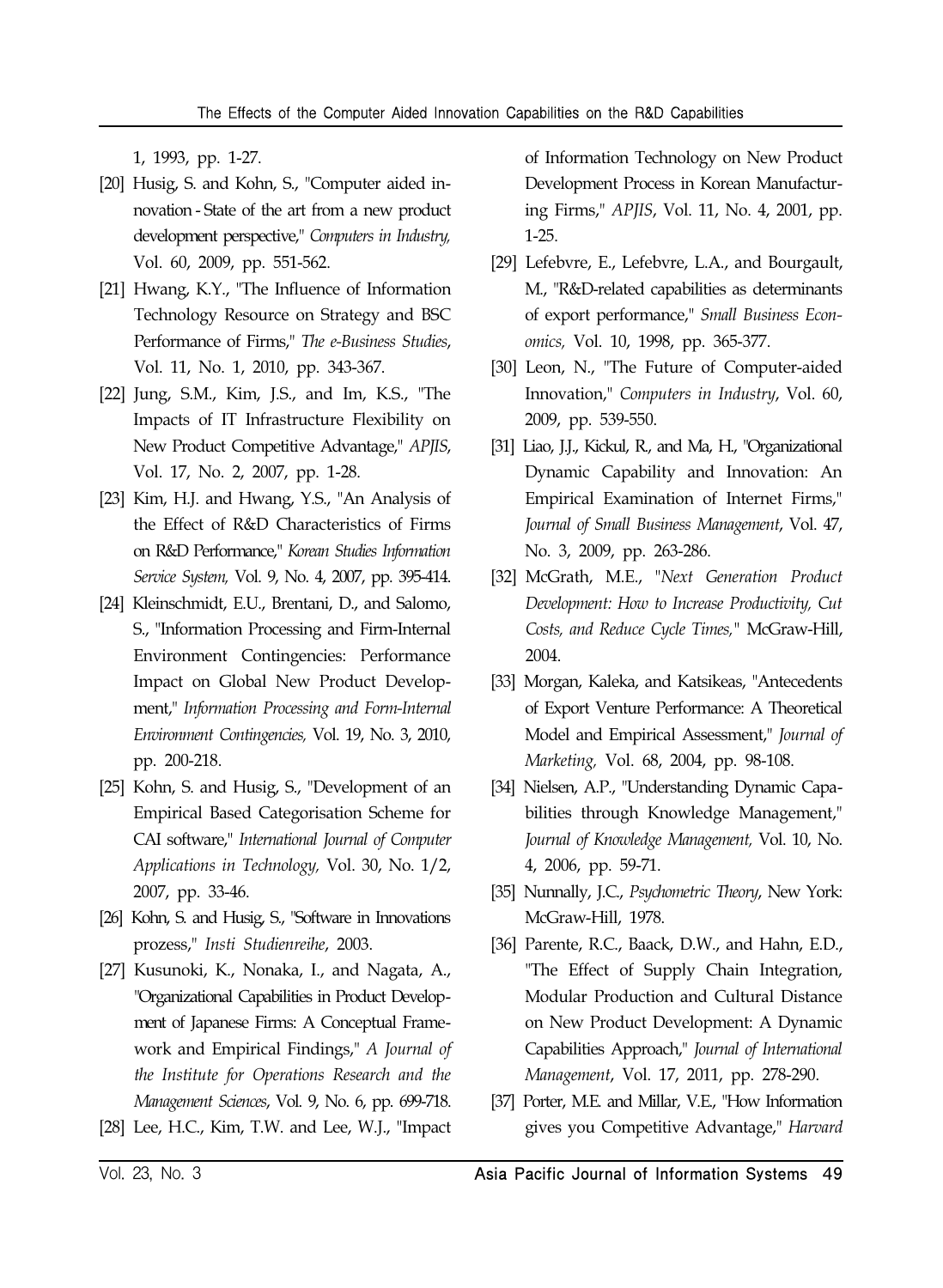1, 1993, pp. 1-27.

[20] Husig, S. and Kohn, S., "Computer aided innovation - State of the art from a new product development perspective," *Computers in Industry,* Vol. 60, 2009, pp. 551-562.

[21] Hwang, K.Y., "The Influence of Information Technology Resource on Strategy and BSC Performance of Firms," *The e-Business Studies*, Vol. 11, No. 1, 2010, pp. 343-367.

[22] Jung, S.M., Kim, J.S., and Im, K.S., "The Impacts of IT Infrastructure Flexibility on New Product Competitive Advantage," *APJIS*, Vol. 17, No. 2, 2007, pp. 1-28.

[23] Kim, H.J. and Hwang, Y.S., "An Analysis of the Effect of R&D Characteristics of Firms on R&D Performance," *Korean Studies Information Service System,* Vol. 9, No. 4, 2007, pp. 395-414.

[24] Kleinschmidt, E.U., Brentani, D., and Salomo, S., "Information Processing and Firm-Internal Environment Contingencies: Performance Impact on Global New Product Development," *Information Processing and Form-Internal Environment Contingencies,* Vol. 19, No. 3, 2010, pp. 200-218.

[25] Kohn, S. and Husig, S., "Development of an Empirical Based Categorisation Scheme for CAI software," *International Journal of Computer Applications in Technology,* Vol. 30, No. 1/2, 2007, pp. 33-46.

[26] Kohn, S. and Husig, S., "Software in Innovations prozess," *Insti Studienreihe*, 2003.

[27] Kusunoki, K., Nonaka, I., and Nagata, A., "Organizational Capabilities in Product Development of Japanese Firms: A Conceptual Framework and Empirical Findings," *A Journal of the Institute for Operations Research and the Management Sciences*, Vol. 9, No. 6, pp. 699-718.

[28] Lee, H.C., Kim, T.W. and Lee, W.J., "Impact of Information Technology on New Product Development Process in Korean Manufacturing Firms," *APJIS*, Vol. 11, No. 4, 2001, pp. 1-25.

[29] Lefebvre, E., Lefebvre, L.A., and Bourgault, M., "R&D-related capabilities as determinants of export performance," *Small Business Economics,* Vol. 10, 1998, pp. 365-377.

[30] Leon, N., "The Future of Computer-aided Innovation," *Computers in Industry*, Vol. 60, 2009, pp. 539-550.

[31] Liao, J.J., Kickul, R., and Ma, H., "Organizational Dynamic Capability and Innovation: An Empirical Examination of Internet Firms," *Journal of Small Business Management*, Vol. 47, No. 3, 2009, pp. 263-286.

[32] McGrath, M.E., "*Next Generation Product Development: How to Increase Productivity, Cut Costs, and Reduce Cycle Times,*" McGraw-Hill, 2004.

[33] Morgan, Kaleka, and Katsikeas, "Antecedents of Export Venture Performance: A Theoretical Model and Empirical Assessment," *Journal of Marketing,* Vol. 68, 2004, pp. 98-108.

[34] Nielsen, A.P., "Understanding Dynamic Capabilities through Knowledge Management," *Journal of Knowledge Management,* Vol. 10, No. 4, 2006, pp. 59-71.

[35] Nunnally, J.C., *Psychometric Theory*, New York: McGraw-Hill, 1978.

[36] Parente, R.C., Baack, D.W., and Hahn, E.D., "The Effect of Supply Chain Integration, Modular Production and Cultural Distance on New Product Development: A Dynamic Capabilities Approach," *Journal of International Management*, Vol. 17, 2011, pp. 278-290.

[37] Porter, M.E. and Millar, V.E., "How Information gives you Competitive Advantage," *Harvard*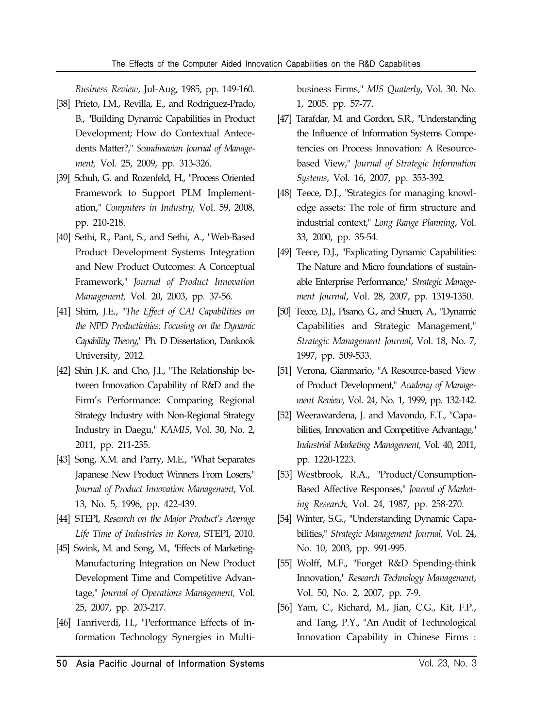*Business Review*, Jul-Aug, 1985, pp. 149-160.

[38] Prieto, I.M., Revilla, E., and Rodriguez-Prado, B., "Building Dynamic Capabilities in Product Development; How do Contextual Antecedents Matter?," *Scandinavian Journal of Management,* Vol. 25, 2009, pp. 313-326.

[39] Schuh, G. and Rozenfeld, H., "Process Oriented Framework to Support PLM Implementation," *Computers in Industry,* Vol. 59, 2008, pp. 210-218.

[40] Sethi, R., Pant, S., and Sethi, A., "Web-Based Product Development Systems Integration and New Product Outcomes: A Conceptual Framework," *Journal of Product Innovation Management,* Vol. 20, 2003, pp. 37-56.

[41] Shim, J.E., "*The Effect of CAI Capabilities on the NPD Productivities: Focusing on the Dynamic Capability Theory*," Ph. D Dissertation, Dankook University, 2012.

[42] Shin J.K. and Cho, J.I., "The Relationship between Innovation Capability of R&D and the Firm's Performance: Comparing Regional Strategy Industry with Non-Regional Strategy Industry in Daegu," *KAMIS*, Vol. 30, No. 2, 2011, pp. 211-235.

[43] Song, X.M. and Parry, M.E., "What Separates Japanese New Product Winners From Losers," *Journal of Product Innovation Management*, Vol. 13, No. 5, 1996, pp. 422-439.

[44] STEPI, *Research on the Major Product's Average Life Time of Industries in Korea*, STEPI, 2010.

[45] Swink, M. and Song, M., "Effects of Marketing-Manufacturing Integration on New Product Development Time and Competitive Advantage," *Journal of Operations Management,* Vol. 25, 2007, pp. 203-217.

[46] Tanriverdi, H., "Performance Effects of information Technology Synergies in Multibusiness Firms," *MIS Quaterly*, Vol. 30. No. 1, 2005. pp. 57-77.

[47] Tarafdar, M. and Gordon, S.R., "Understanding the Influence of Information Systems Competencies on Process Innovation: A Resource-based View," *Journal of Strategic Information Systems*, Vol. 16, 2007, pp. 353-392.

[48] Teece, D.J., "Strategics for managing knowledge assets: The role of firm structure and industrial context," *Long Range Planning*, Vol. 33, 2000, pp. 35-54.

[49] Teece, D.J., "Explicating Dynamic Capabilities: The Nature and Micro foundations of sustainable Enterprise Performance," *Strategic Management Journal*, Vol. 28, 2007, pp. 1319-1350.

[50] Teece, D.J., Pisano, G., and Shuen, A., "Dynamic Capabilities and Strategic Management," *Strategic Management Journal*, Vol. 18, No. 7, 1997, pp. 509-533.

[51] Verona, Gianmario, "A Resource-based View of Product Development," *Academy of Management Review*, Vol. 24, No. 1, 1999, pp. 132-142.

[52] Weerawardena, J. and Mavondo, F.T., "Capabilities, Innovation and Competitive Advantage," *Industrial Marketing Management,* Vol. 40, 2011, pp. 1220-1223.

[53] Westbrook, R.A., "Product/Consumption-Based Affective Responses," *Journal of Marketing Research,* Vol. 24, 1987, pp. 258-270.

[54] Winter, S.G., "Understanding Dynamic Capabilities," *Strategic Management Journal,* Vol. 24, No. 10, 2003, pp. 991-995.

[55] Wolff, M.F., "Forget R&D Spending-think Innovation," *Research Technology Management*, Vol. 50, No. 2, 2007, pp. 7-9.

[56] Yam, C., Richard, M., Jian, C.G., Kit, F.P., and Tang, P.Y., "An Audit of Technological Innovation Capability in Chinese Firms :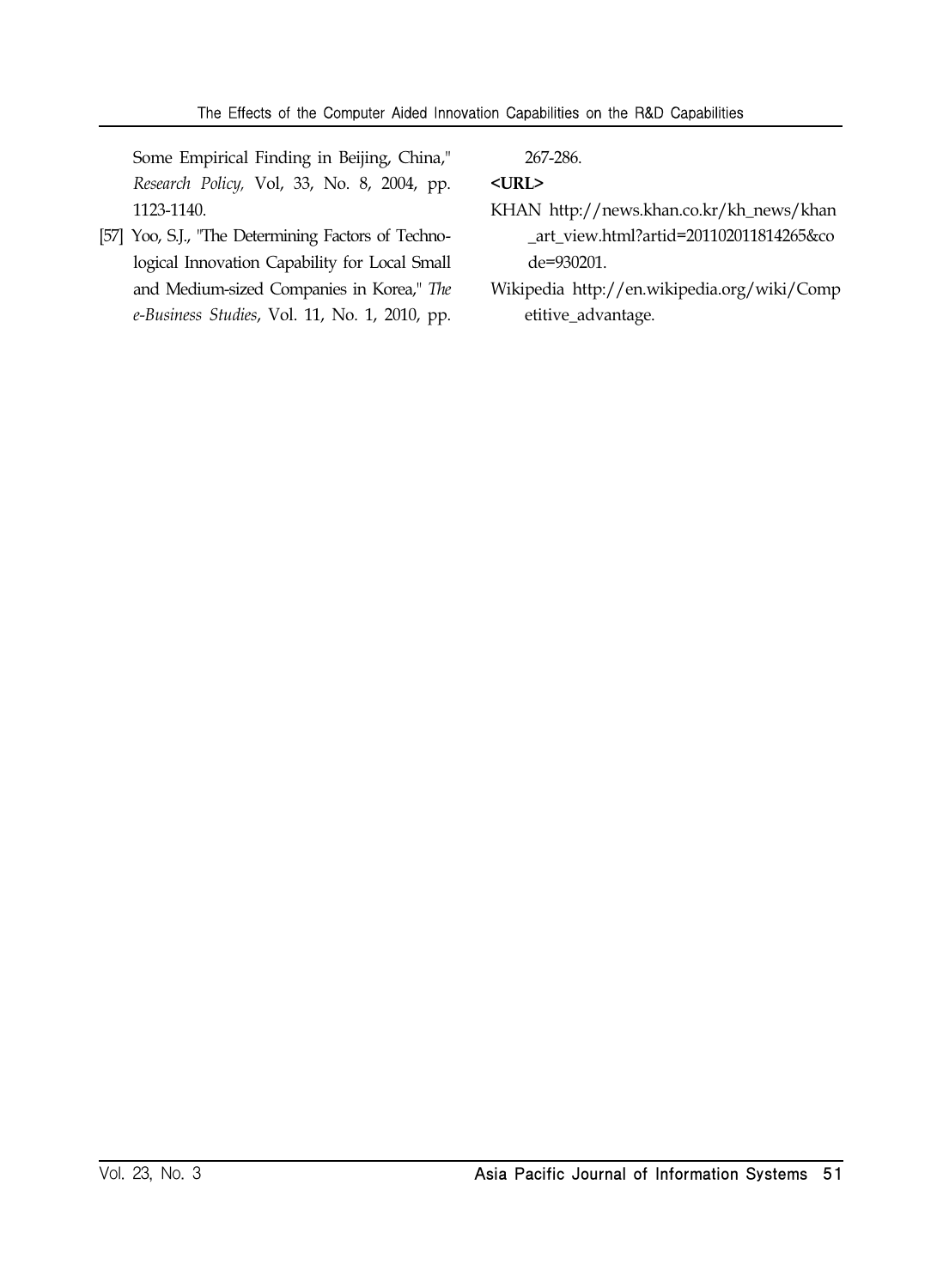Some Empirical Finding in Beijing, China," *Research Policy,* Vol, 33, No. 8, 2004, pp. 1123-1140.

[57] Yoo, S.J., "The Determining Factors of Technological Innovation Capability for Local Small and Medium-sized Companies in Korea," *The e-Business Studies*, Vol. 11, No. 1, 2010, pp. 267-286.

**<URL>**

KHAN http://news.khan.co.kr/kh_news/khan_art_view.html?artid=201102011814265&code=930201.

Wikipedia http://en.wikipedia.org/wiki/Competitive_advantage.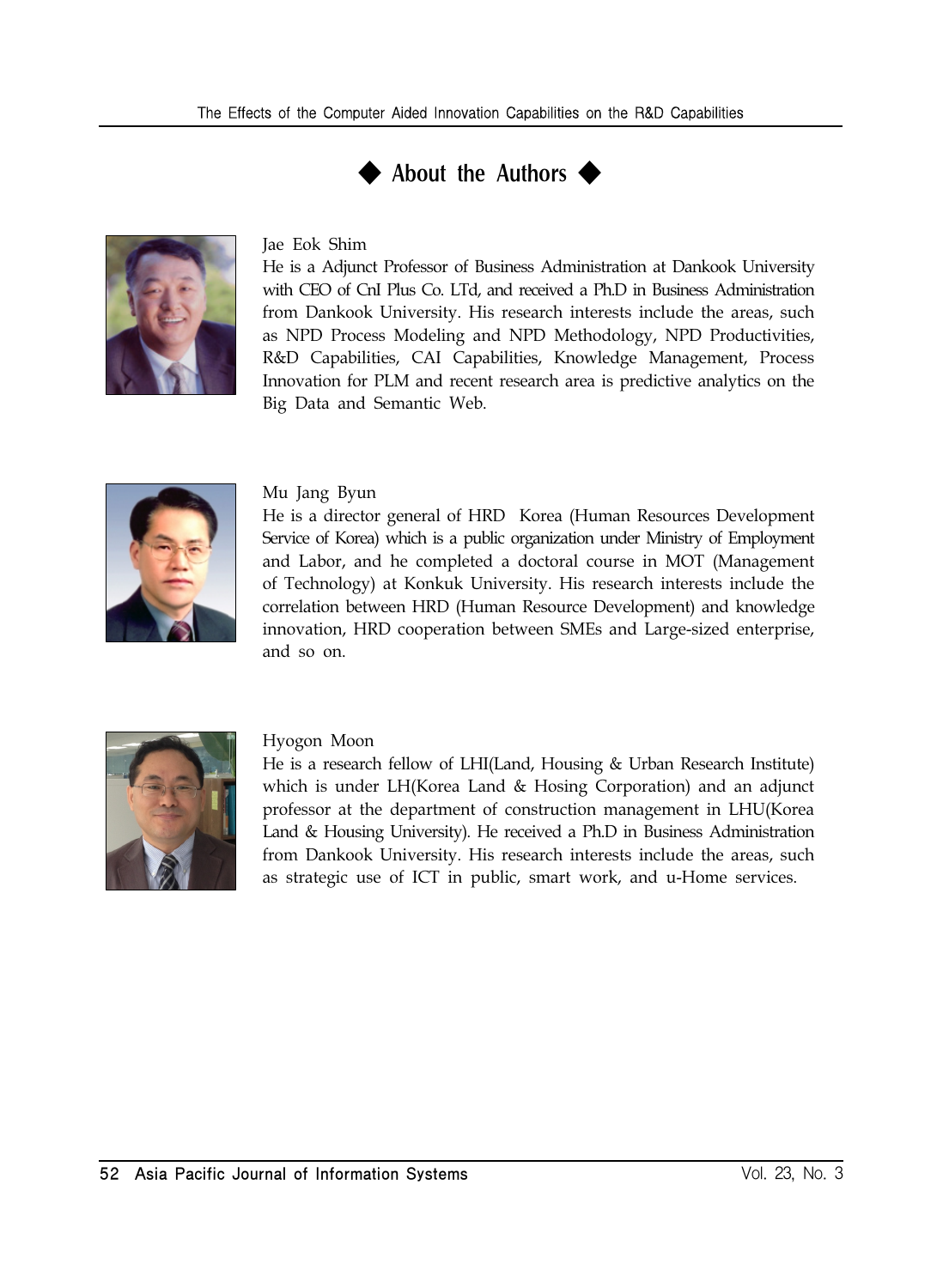## ◆ About the Authors ◆

Jae Eok Shim

He is a Adjunct Professor of Business Administration at Dankook University with CEO of CnI Plus Co. LTd, and received a Ph.D in Business Administration from Dankook University. His research interests include the areas, such as NPD Process Modeling and NPD Methodology, NPD Productivities, R&D Capabilities, CAI Capabilities, Knowledge Management, Process Innovation for PLM and recent research area is predictive analytics on the Big Data and Semantic Web.

Mu Jang Byun

He is a director general of HRD Korea (Human Resources Development Service of Korea) which is a public organization under Ministry of Employment and Labor, and he completed a doctoral course in MOT (Management of Technology) at Konkuk University. His research interests include the correlation between HRD (Human Resource Development) and knowledge innovation, HRD cooperation between SMEs and Large-sized enterprise, and so on.

Hyogon Moon

He is a research fellow of LHI(Land, Housing & Urban Research Institute) which is under LH(Korea Land & Hosing Corporation) and an adjunct professor at the department of construction management in LHU(Korea Land & Housing University). He received a Ph.D in Business Administration from Dankook University. His research interests include the areas, such as strategic use of ICT in public, smart work, and u-Home services.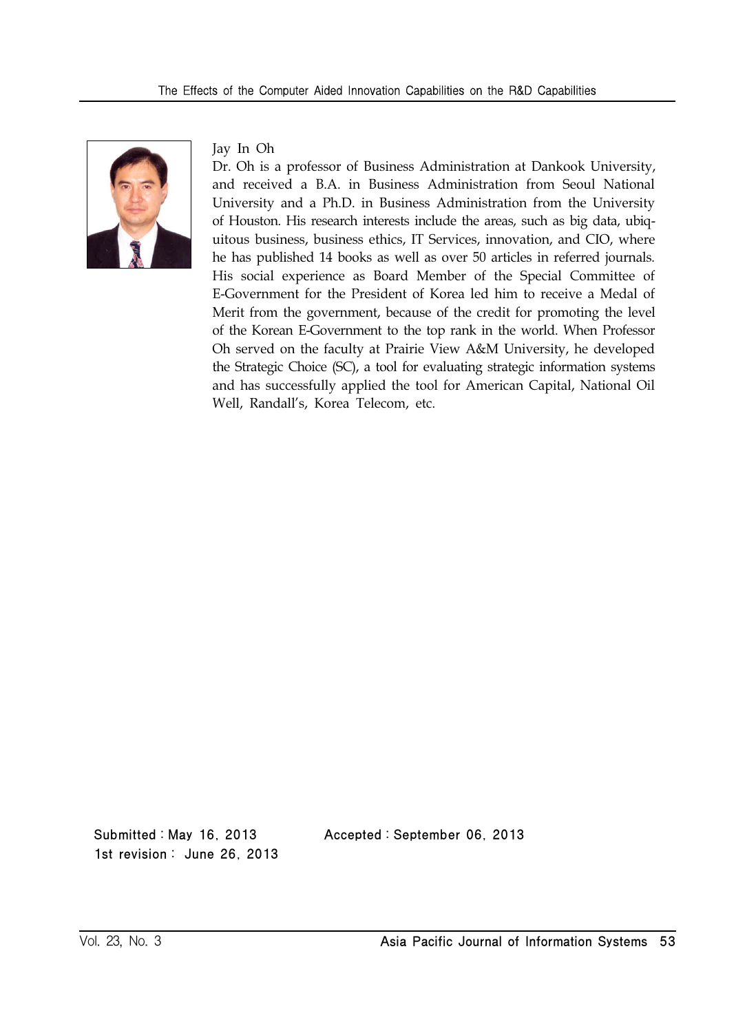Jay In Oh

Dr. Oh is a professor of Business Administration at Dankook University, and received a B.A. in Business Administration from Seoul National University and a Ph.D. in Business Administration from the University of Houston. His research interests include the areas, such as big data, ubiquitous business, business ethics, IT Services, innovation, and CIO, where he has published 14 books as well as over 50 articles in referred journals. His social experience as Board Member of the Special Committee of E-Government for the President of Korea led him to receive a Medal of Merit from the government, because of the credit for promoting the level of the Korean E-Government to the top rank in the world. When Professor Oh served on the faculty at Prairie View A&M University, he developed the Strategic Choice (SC), a tool for evaluating strategic information systems and has successfully applied the tool for American Capital, National Oil Well, Randall's, Korea Telecom, etc.

Submitted : May 16, 2013
1st revision : June 26, 2013
Accepted : September 06, 2013